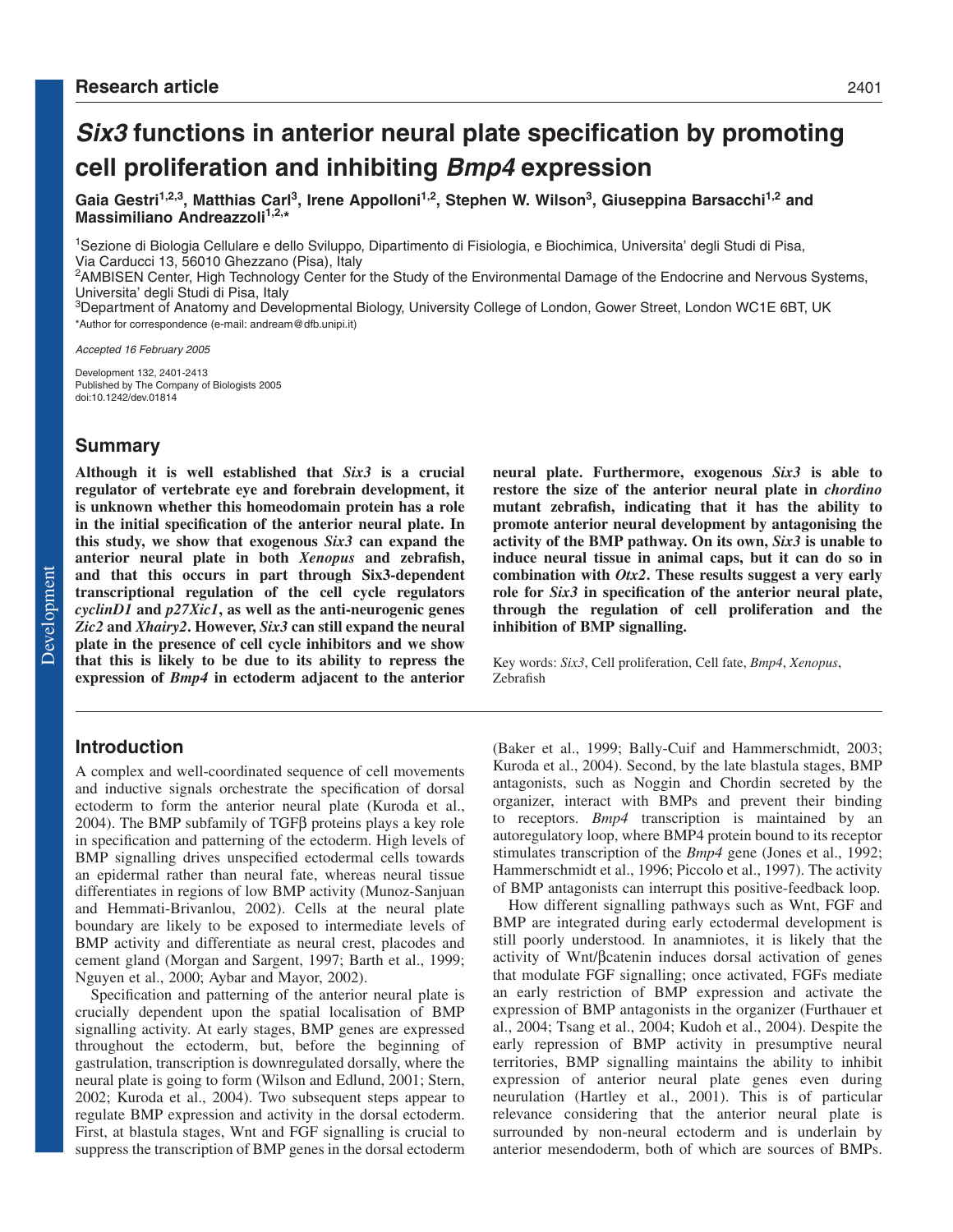Research article

# *Six3* functions in anterior neural plate specification by promoting cell proliferation and inhibiting *Bmp4* expression

**Gaia Gestri[1,2,3], Matthias Carl[3], Irene Appolloni[1,2], Stephen W. Wilson[3], Giuseppina Barsacchi[1,2] and Massimiliano Andreazzoli[1,2,*]**

[1]Sezione di Biologia Cellulare e dello Sviluppo, Dipartimento di Fisiologia, e Biochimica, Universita' degli Studi di Pisa, Via Carducci 13, 56010 Ghezzano (Pisa), Italy
[2]AMBISEN Center, High Technology Center for the Study of the Environmental Damage of the Endocrine and Nervous Systems, Universita' degli Studi di Pisa, Italy
[3]Department of Anatomy and Developmental Biology, University College of London, Gower Street, London WC1E 6BT, UK
*Author for correspondence (e-mail: andream@dfb.unipi.it)

*Accepted 16 February 2005*

Development 132, 2401-2413
Published by The Company of Biologists 2005
doi:10.1242/dev.01814

## Summary

**Although it is well established that *Six3* is a crucial regulator of vertebrate eye and forebrain development, it is unknown whether this homeodomain protein has a role in the initial specification of the anterior neural plate. In this study, we show that exogenous *Six3* can expand the anterior neural plate in both *Xenopus* and zebrafish, and that this occurs in part through Six3-dependent transcriptional regulation of the cell cycle regulators *cyclinD1* and *p27Xic1*, as well as the anti-neurogenic genes *Zic2* and *Xhairy2*. However, *Six3* can still expand the neural plate in the presence of cell cycle inhibitors and we show that this is likely to be due to its ability to repress the expression of *Bmp4* in ectoderm adjacent to the anterior neural plate. Furthermore, exogenous *Six3* is able to restore the size of the anterior neural plate in *chordino* mutant zebrafish, indicating that it has the ability to promote anterior neural development by antagonising the activity of the BMP pathway. On its own, *Six3* is unable to induce neural tissue in animal caps, but it can do so in combination with *Otx2*. These results suggest a very early role for *Six3* in specification of the anterior neural plate, through the regulation of cell proliferation and the inhibition of BMP signalling.**

Key words: *Six3*, Cell proliferation, Cell fate, *Bmp4*, *Xenopus*, Zebrafish

## Introduction

A complex and well-coordinated sequence of cell movements and inductive signals orchestrate the specification of dorsal ectoderm to form the anterior neural plate (Kuroda et al., 2004). The BMP subfamily of TGFβ proteins plays a key role in specification and patterning of the ectoderm. High levels of BMP signalling drives unspecified ectodermal cells towards an epidermal rather than neural fate, whereas neural tissue differentiates in regions of low BMP activity (Munoz-Sanjuan and Hemmati-Brivanlou, 2002). Cells at the neural plate boundary are likely to be exposed to intermediate levels of BMP activity and differentiate as neural crest, placodes and cement gland (Morgan and Sargent, 1997; Barth et al., 1999; Nguyen et al., 2000; Aybar and Mayor, 2002).

Specification and patterning of the anterior neural plate is crucially dependent upon the spatial localisation of BMP signalling activity. At early stages, BMP genes are expressed throughout the ectoderm, but, before the beginning of gastrulation, transcription is downregulated dorsally, where the neural plate is going to form (Wilson and Edlund, 2001; Stern, 2002; Kuroda et al., 2004). Two subsequent steps appear to regulate BMP expression and activity in the dorsal ectoderm. First, at blastula stages, Wnt and FGF signalling is crucial to suppress the transcription of BMP genes in the dorsal ectoderm (Baker et al., 1999; Bally-Cuif and Hammerschmidt, 2003; Kuroda et al., 2004). Second, by the late blastula stages, BMP antagonists, such as Noggin and Chordin secreted by the organizer, interact with BMPs and prevent their binding to receptors. *Bmp4* transcription is maintained by an autoregulatory loop, where BMP4 protein bound to its receptor stimulates transcription of the *Bmp4* gene (Jones et al., 1992; Hammerschmidt et al., 1996; Piccolo et al., 1997). The activity of BMP antagonists can interrupt this positive-feedback loop.

How different signalling pathways such as Wnt, FGF and BMP are integrated during early ectodermal development is still poorly understood. In anamniotes, it is likely that the activity of Wnt/βcatenin induces dorsal activation of genes that modulate FGF signalling; once activated, FGFs mediate an early restriction of BMP expression and activate the expression of BMP antagonists in the organizer (Furthauer et al., 2004; Tsang et al., 2004; Kudoh et al., 2004). Despite the early repression of BMP activity in presumptive neural territories, BMP signalling maintains the ability to inhibit expression of anterior neural plate genes even during neurulation (Hartley et al., 2001). This is of particular relevance considering that the anterior neural plate is surrounded by non-neural ectoderm and is underlain by anterior mesendoderm, both of which are sources of BMPs.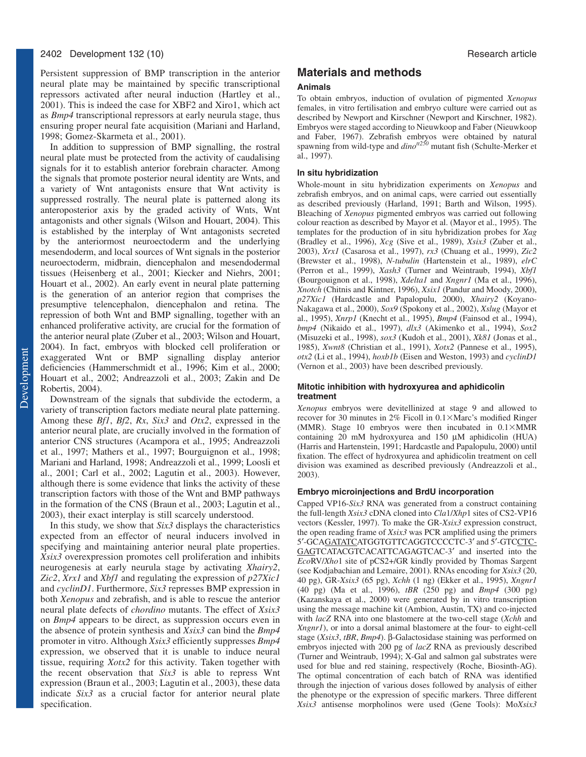Persistent suppression of BMP transcription in the anterior neural plate may be maintained by specific transcriptional repressors activated after neural induction (Hartley et al., 2001). This is indeed the case for XBF2 and Xiro1, which act as *Bmp4* transcriptional repressors at early neurula stage, thus ensuring proper neural fate acquisition (Mariani and Harland, 1998; Gomez-Skarmeta et al., 2001).

In addition to suppression of BMP signalling, the rostral neural plate must be protected from the activity of caudalising signals for it to establish anterior forebrain character. Among the signals that promote posterior neural identity are Wnts, and a variety of Wnt antagonists ensure that Wnt activity is suppressed rostrally. The neural plate is patterned along its anteroposterior axis by the graded activity of Wnts, Wnt antagonists and other signals (Wilson and Houart, 2004). This is established by the interplay of Wnt antagonists secreted by the anteriormost neuroectoderm and the underlying mesendoderm, and local sources of Wnt signals in the posterior neuroectoderm, midbrain, diencephalon and mesendodermal tissues (Heisenberg et al., 2001; Kiecker and Niehrs, 2001; Houart et al., 2002). An early event in neural plate patterning is the generation of an anterior region that comprises the presumptive telencephalon, diencephalon and retina. The repression of both Wnt and BMP signalling, together with an enhanced proliferative activity, are crucial for the formation of the anterior neural plate (Zuber et al., 2003; Wilson and Houart, 2004). In fact, embryos with blocked cell proliferation or exaggerated Wnt or BMP signalling display anterior deficiencies (Hammerschmidt et al., 1996; Kim et al., 2000; Houart et al., 2002; Andreazzoli et al., 2003; Zakin and De Robertis, 2004).

Downstream of the signals that subdivide the ectoderm, a variety of transcription factors mediate neural plate patterning. Among these *Bf1*, *Bf2*, *Rx*, *Six3* and *Otx2*, expressed in the anterior neural plate, are crucially involved in the formation of anterior CNS structures (Acampora et al., 1995; Andreazzoli et al., 1997; Mathers et al., 1997; Bourguignon et al., 1998; Mariani and Harland, 1998; Andreazzoli et al., 1999; Loosli et al., 2001; Carl et al., 2002; Lagutin et al., 2003). However, although there is some evidence that links the activity of these transcription factors with those of the Wnt and BMP pathways in the formation of the CNS (Braun et al., 2003; Lagutin et al., 2003), their exact interplay is still scarcely understood.

In this study, we show that *Six3* displays the characteristics expected from an effector of neural inducers involved in specifying and maintaining anterior neural plate properties. *Xsix3* overexpression promotes cell proliferation and inhibits neurogenesis at early neurula stage by activating *Xhairy2*, *Zic2*, *Xrx1* and *Xbf1* and regulating the expression of *p27Xic1* and *cyclinD1*. Furthermore, *Six3* represses BMP expression in both *Xenopus* and zebrafish, and is able to rescue the anterior neural plate defects of *chordino* mutants. The effect of *Xsix3* on *Bmp4* appears to be direct, as suppression occurs even in the absence of protein synthesis and *Xsix3* can bind the *Bmp4* promoter in vitro. Although *Xsix3* efficiently suppresses *Bmp4* expression, we observed that it is unable to induce neural tissue, requiring *Xotx2* for this activity. Taken together with the recent observation that *Six3* is able to repress Wnt expression (Braun et al., 2003; Lagutin et al., 2003), these data indicate *Six3* as a crucial factor for anterior neural plate specification.

## Materials and methods

### Animals

To obtain embryos, induction of ovulation of pigmented *Xenopus* females, in vitro fertilisation and embryo culture were carried out as described by Newport and Kirschner (Newport and Kirschner, 1982). Embryos were staged according to Nieuwkoop and Faber (Nieuwkoop and Faber, 1967). Zebrafish embryos were obtained by natural spawning from wild-type and *dino*$^{tt250}$ mutant fish (Schulte-Merker et al., 1997).

### In situ hybridization

Whole-mount in situ hybridization experiments on *Xenopus* and zebrafish embryos, and on animal caps, were carried out essentially as described previously (Harland, 1991; Barth and Wilson, 1995). Bleaching of *Xenopus* pigmented embryos was carried out following colour reaction as described by Mayor et al. (Mayor et al., 1995). The templates for the production of in situ hybridization probes for *Xag* (Bradley et al., 1996), *Xcg* (Sive et al., 1989), *Xsix3* (Zuber et al., 2003), *Xrx1* (Casarosa et al., 1997), *rx3* (Chuang et al., 1999), *Zic2* (Brewster et al., 1998), *N-tubulin* (Hartenstein et al., 1989), *elrC* (Perron et al., 1999), *Xash3* (Turner and Weintraub, 1994), *Xbf1* (Bourgouignon et al., 1998), *Xdelta1* and *Xngnr1* (Ma et al., 1996), *Xnotch* (Chitnis and Kintner, 1996), *Xsix1* (Pandur and Moody, 2000), *p27Xic1* (Hardcastle and Papalopulu, 2000), *Xhairy2* (Koyano-Nakagawa et al., 2000), *Sox9* (Spokony et al., 2002), *Xslug* (Mayor et al., 1995), *Xnrp1* (Knecht et al., 1995), *Bmp4* (Fainsod et al., 1994), *bmp4* (Nikaido et al., 1997), *dlx3* (Akimenko et al., 1994), *Sox2* (Misuzeki et al., 1998), *sox3* (Kudoh et al., 2001), *Xk81* (Jonas et al., 1985), *Xwnt8* (Christian et al., 1991), *Xotx2* (Pannese et al., 1995), *otx2* (Li et al., 1994), *hoxb1b* (Eisen and Weston, 1993) and *cyclinD1* (Vernon et al., 2003) have been described previously.

### Mitotic inhibition with hydroxyurea and aphidicolin treatment

*Xenopus* embryos were devitellinized at stage 9 and allowed to recover for 30 minutes in 2% Ficoll in 0.1×Marc's modified Ringer (MMR). Stage 10 embryos were then incubated in 0.1×MMR containing 20 mM hydroxyurea and 150 μM aphidicolin (HUA) (Harris and Hartenstein, 1991; Hardcastle and Papalopulu, 2000) until fixation. The effect of hydroxyurea and aphidicolin treatment on cell division was examined as described previously (Andreazzoli et al., 2003).

### Embryo microinjections and BrdU incorporation

Capped VP16-*Six3* RNA was generated from a construct containing the full-length *Xsix3* cDNA cloned into *Cla*1/*Xhp*1 sites of CS2-VP16 vectors (Kessler, 1997). To make the GR-*Xsix3* expression construct, the open reading frame of *Xsix3* was PCR amplified using the primers 5′-GCAGATATCATGGTGTTCAGGTCCCCTC-3′ and 5′-GTCCTCGAGTCATACGTCACATTCAGAGTCAC-3′ and inserted into the *Eco*RV/*Xho*1 site of pCS2+/GR kindly provided by Thomas Sargent (see Kodjabachian and Lemaire, 2001). RNAs encoding for *Xsix3* (20, 40 pg), GR-*Xsix3* (65 pg), *Xchh* (1 ng) (Ekker et al., 1995), *Xngnr1* (40 pg) (Ma et al., 1996), *tBR* (250 pg) and *Bmp4* (300 pg) (Kazanskaya et al., 2000) were generated by in vitro transcription using the message machine kit (Ambion, Austin, TX) and co-injected with *lacZ* RNA into one blastomere at the two-cell stage (*Xchh* and *Xngnr1*), or into a dorsal animal blastomere at the four- to eight-cell stage (*Xsix3*, *tBR*, *Bmp4*). β-Galactosidase staining was performed on embryos injected with 200 pg of *lacZ* RNA as previously described (Turner and Weintraub, 1994); X-Gal and salmon gal substrates were used for blue and red staining, respectively (Roche, Biosinth-AG). The optimal concentration of each batch of RNA was identified through the injection of various doses followed by analysis of either the phenotype or the expression of specific markers. Three different *Xsix3* antisense morpholinos were used (Gene Tools): Mo*Xsix3*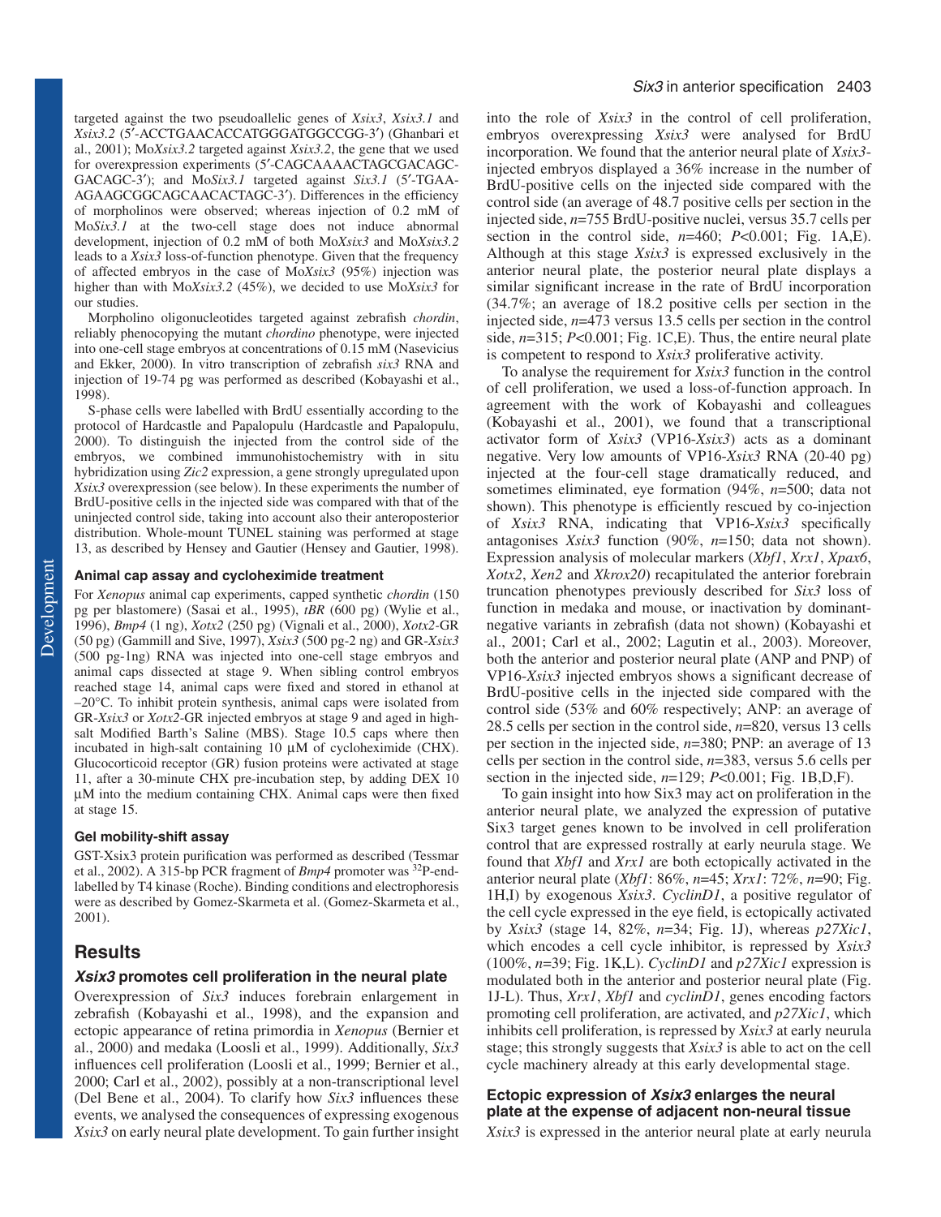targeted against the two pseudoallelic genes of *Xsix3*, *Xsix3.1* and *Xsix3.2* (5′-ACCTGAACACCATGGGATGGCCGG-3′) (Ghanbari et al., 2001); Mo*Xsix3.2* targeted against *Xsix3.2*, the gene that we used for overexpression experiments (5′-CAGCAAAACTAGCGACAGC-GACAGC-3′); and Mo*Six3.1* targeted against *Six3.1* (5′-TGAA-AGAAGCGGCAGCAACACTAGC-3′). Differences in the efficiency of morpholinos were observed; whereas injection of 0.2 mM of Mo*Six3.1* at the two-cell stage does not induce abnormal development, injection of 0.2 mM of both Mo*Xsix3* and Mo*Xsix3.2* leads to a *Xsix3* loss-of-function phenotype. Given that the frequency of affected embryos in the case of Mo*Xsix3* (95%) injection was higher than with Mo*Xsix3.2* (45%), we decided to use Mo*Xsix3* for our studies.

Morpholino oligonucleotides targeted against zebrafish *chordin*, reliably phenocopying the mutant *chordino* phenotype, were injected into one-cell stage embryos at concentrations of 0.15 mM (Nasevicius and Ekker, 2000). In vitro transcription of zebrafish *six3* RNA and injection of 19-74 pg was performed as described (Kobayashi et al., 1998).

S-phase cells were labelled with BrdU essentially according to the protocol of Hardcastle and Papalopulu (Hardcastle and Papalopulu, 2000). To distinguish the injected from the control side of the embryos, we combined immunohistochemistry with in situ hybridization using *Zic2* expression, a gene strongly upregulated upon *Xsix3* overexpression (see below). In these experiments the number of BrdU-positive cells in the injected side was compared with that of the uninjected control side, taking into account also their anteroposterior distribution. Whole-mount TUNEL staining was performed at stage 13, as described by Hensey and Gautier (Hensey and Gautier, 1998).

### Animal cap assay and cycloheximide treatment

For *Xenopus* animal cap experiments, capped synthetic *chordin* (150 pg per blastomere) (Sasai et al., 1995), *tBR* (600 pg) (Wylie et al., 1996), *Bmp4* (1 ng), *Xotx2* (250 pg) (Vignali et al., 2000), *Xotx2*-GR (50 pg) (Gammill and Sive, 1997), *Xsix3* (500 pg-2 ng) and GR-*Xsix3* (500 pg-1ng) RNA was injected into one-cell stage embryos and animal caps dissected at stage 9. When sibling control embryos reached stage 14, animal caps were fixed and stored in ethanol at –20°C. To inhibit protein synthesis, animal caps were isolated from GR-*Xsix3* or *Xotx2*-GR injected embryos at stage 9 and aged in high-salt Modified Barth's Saline (MBS). Stage 10.5 caps where then incubated in high-salt containing 10 μM of cycloheximide (CHX). Glucocorticoid receptor (GR) fusion proteins were activated at stage 11, after a 30-minute CHX pre-incubation step, by adding DEX 10 μM into the medium containing CHX. Animal caps were then fixed at stage 15.

### Gel mobility-shift assay

GST-Xsix3 protein purification was performed as described (Tessmar et al., 2002). A 315-bp PCR fragment of *Bmp4* promoter was $^{32}$P-end-labelled by T4 kinase (Roche). Binding conditions and electrophoresis were as described by Gomez-Skarmeta et al. (Gomez-Skarmeta et al., 2001).

## Results

### *Xsix3* promotes cell proliferation in the neural plate

Overexpression of *Six3* induces forebrain enlargement in zebrafish (Kobayashi et al., 1998), and the expansion and ectopic appearance of retina primordia in *Xenopus* (Bernier et al., 2000) and medaka (Loosli et al., 1999). Additionally, *Six3* influences cell proliferation (Loosli et al., 1999; Bernier et al., 2000; Carl et al., 2002), possibly at a non-transcriptional level (Del Bene et al., 2004). To clarify how *Six3* influences these events, we analysed the consequences of expressing exogenous *Xsix3* on early neural plate development. To gain further insight into the role of *Xsix3* in the control of cell proliferation, embryos overexpressing *Xsix3* were analysed for BrdU incorporation. We found that the anterior neural plate of *Xsix3*-injected embryos displayed a 36% increase in the number of BrdU-positive cells on the injected side compared with the control side (an average of 48.7 positive cells per section in the injected side, $n$=755 BrdU-positive nuclei, versus 35.7 cells per section in the control side, $n$=460; $P$<0.001; Fig. 1A,E). Although at this stage *Xsix3* is expressed exclusively in the anterior neural plate, the posterior neural plate displays a similar significant increase in the rate of BrdU incorporation (34.7%; an average of 18.2 positive cells per section in the injected side, $n$=473 versus 13.5 cells per section in the control side, $n$=315; $P$<0.001; Fig. 1C,E). Thus, the entire neural plate is competent to respond to *Xsix3* proliferative activity.

To analyse the requirement for *Xsix3* function in the control of cell proliferation, we used a loss-of-function approach. In agreement with the work of Kobayashi and colleagues (Kobayashi et al., 2001), we found that a transcriptional activator form of *Xsix3* (VP16-*Xsix3*) acts as a dominant negative. Very low amounts of VP16-*Xsix3* RNA (20-40 pg) injected at the four-cell stage dramatically reduced, and sometimes eliminated, eye formation (94%, $n$=500; data not shown). This phenotype is efficiently rescued by co-injection of *Xsix3* RNA, indicating that VP16-*Xsix3* specifically antagonises *Xsix3* function (90%, $n$=150; data not shown). Expression analysis of molecular markers (*Xbf1*, *Xrx1*, *Xpax6*, *Xotx2*, *Xen2* and *Xkrox20*) recapitulated the anterior forebrain truncation phenotypes previously described for *Six3* loss of function in medaka and mouse, or inactivation by dominant-negative variants in zebrafish (data not shown) (Kobayashi et al., 2001; Carl et al., 2002; Lagutin et al., 2003). Moreover, both the anterior and posterior neural plate (ANP and PNP) of VP16-*Xsix3* injected embryos shows a significant decrease of BrdU-positive cells in the injected side compared with the control side (53% and 60% respectively; ANP: an average of 28.5 cells per section in the control side, $n$=820, versus 13 cells per section in the injected side, $n$=380; PNP: an average of 13 cells per section in the control side, $n$=383, versus 5.6 cells per section in the injected side, $n$=129; $P$<0.001; Fig. 1B,D,F).

To gain insight into how Six3 may act on proliferation in the anterior neural plate, we analyzed the expression of putative Six3 target genes known to be involved in cell proliferation control that are expressed rostrally at early neurula stage. We found that *Xbf1* and *Xrx1* are both ectopically activated in the anterior neural plate (*Xbf1*: 86%, $n$=45; *Xrx1*: 72%, $n$=90; Fig. 1H,I) by exogenous *Xsix3*. *CyclinD1*, a positive regulator of the cell cycle expressed in the eye field, is ectopically activated by *Xsix3* (stage 14, 82%, $n$=34; Fig. 1J), whereas *p27Xic1*, which encodes a cell cycle inhibitor, is repressed by *Xsix3* (100%, $n$=39; Fig. 1K,L). *CyclinD1* and *p27Xic1* expression is modulated both in the anterior and posterior neural plate (Fig. 1J-L). Thus, *Xrx1*, *Xbf1* and *cyclinD1*, genes encoding factors promoting cell proliferation, are activated, and *p27Xic1*, which inhibits cell proliferation, is repressed by *Xsix3* at early neurula stage; this strongly suggests that *Xsix3* is able to act on the cell cycle machinery already at this early developmental stage.

### Ectopic expression of *Xsix3* enlarges the neural plate at the expense of adjacent non-neural tissue

*Xsix3* is expressed in the anterior neural plate at early neurula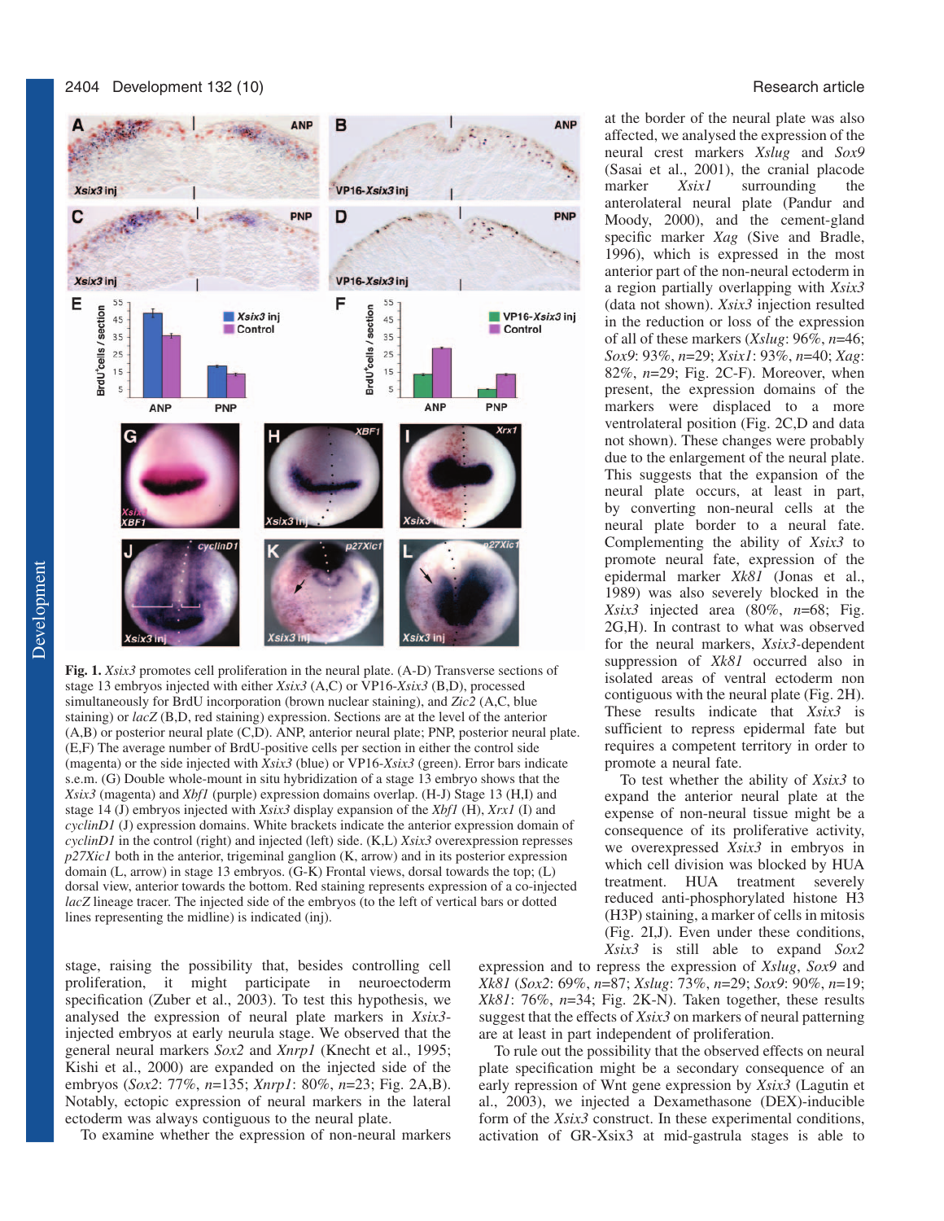**Fig. 1.** *Xsix3* promotes cell proliferation in the neural plate. (A-D) Transverse sections of stage 13 embryos injected with either *Xsix3* (A,C) or VP16-*Xsix3* (B,D), processed simultaneously for BrdU incorporation (brown nuclear staining), and *Zic2* (A,C, blue staining) or *lacZ* (B,D, red staining) expression. Sections are at the level of the anterior (A,B) or posterior neural plate (C,D). ANP, anterior neural plate; PNP, posterior neural plate. (E,F) The average number of BrdU-positive cells per section in either the control side (magenta) or the side injected with *Xsix3* (blue) or VP16-*Xsix3* (green). Error bars indicate s.e.m. (G) Double whole-mount in situ hybridization of a stage 13 embryo shows that the *Xsix3* (magenta) and *Xbf1* (purple) expression domains overlap. (H-J) Stage 13 (H,I) and stage 14 (J) embryos injected with *Xsix3* display expansion of the *Xbf1* (H), *Xrx1* (I) and *cyclinD1* (J) expression domains. White brackets indicate the anterior expression domain of *cyclinD1* in the control (right) and injected (left) side. (K,L) *Xsix3* overexpression represses *p27Xic1* both in the anterior, trigeminal ganglion (K, arrow) and in its posterior expression domain (L, arrow) in stage 13 embryos. (G-K) Frontal views, dorsal towards the top; (L) dorsal view, anterior towards the bottom. Red staining represents expression of a co-injected *lacZ* lineage tracer. The injected side of the embryos (to the left of vertical bars or dotted lines representing the midline) is indicated (inj).

stage, raising the possibility that, besides controlling cell proliferation, it might participate in neuroectoderm specification (Zuber et al., 2003). To test this hypothesis, we analysed the expression of neural plate markers in *Xsix3*-injected embryos at early neurula stage. We observed that the general neural markers *Sox2* and *Xnrp1* (Knecht et al., 1995; Kishi et al., 2000) are expanded on the injected side of the embryos (*Sox2*: 77%, *n*=135; *Xnrp1*: 80%, *n*=23; Fig. 2A,B). Notably, ectopic expression of neural markers in the lateral ectoderm was always contiguous to the neural plate.

To examine whether the expression of non-neural markers at the border of the neural plate was also affected, we analysed the expression of the neural crest markers *Xslug* and *Sox9* (Sasai et al., 2001), the cranial placode marker *Xsix1* surrounding the anterolateral neural plate (Pandur and Moody, 2000), and the cement-gland specific marker *Xag* (Sive and Bradle, 1996), which is expressed in the most anterior part of the non-neural ectoderm in a region partially overlapping with *Xsix3* (data not shown). *Xsix3* injection resulted in the reduction or loss of the expression of all of these markers (*Xslug*: 96%, *n*=46; *Sox9*: 93%, *n*=29; *Xsix1*: 93%, *n*=40; *Xag*: 82%, *n*=29; Fig. 2C-F). Moreover, when present, the expression domains of these markers were displaced to a more ventrolateral position (Fig. 2C,D and data not shown). These changes were probably due to the enlargement of the neural plate. This suggests that the expansion of the neural plate occurs, at least in part, by converting non-neural cells at the neural plate border to a neural fate. Complementing the ability of *Xsix3* to promote neural fate, expression of the epidermal marker *Xk81* (Jonas et al., 1989) was also severely blocked in the *Xsix3* injected area (80%, *n*=68; Fig. 2G,H). In contrast to what was observed for the neural markers, *Xsix3*-dependent suppression of *Xk81* occurred also in isolated areas of ventral ectoderm non contiguous with the neural plate (Fig. 2H). These results indicate that *Xsix3* is sufficient to repress epidermal fate but requires a competent territory in order to promote a neural fate.

To test whether the ability of *Xsix3* to expand the anterior neural plate at the expense of non-neural tissue might be a consequence of its proliferative activity, we overexpressed *Xsix3* in embryos in which cell division was blocked by HUA treatment. HUA treatment severely reduced anti-phosphorylated histone H3 (H3P) staining, a marker of cells in mitosis (Fig. 2I,J). Even under these conditions, *Xsix3* is still able to expand *Sox2* expression and to repress the expression of *Xslug*, *Sox9* and *Xk81* (*Sox2*: 69%, *n*=87; *Xslug*: 73%, *n*=29; *Sox9*: 90%, *n*=19; *Xk81*: 76%, *n*=34; Fig. 2K-N). Taken together, these results suggest that the effects of *Xsix3* on markers of neural patterning are at least in part independent of proliferation.

To rule out the possibility that the observed effects on neural plate specification might be a secondary consequence of an early repression of Wnt gene expression by *Xsix3* (Lagutin et al., 2003), we injected a Dexamethasone (DEX)-inducible form of the *Xsix3* construct. In these experimental conditions, activation of GR-Xsix3 at mid-gastrula stages is able to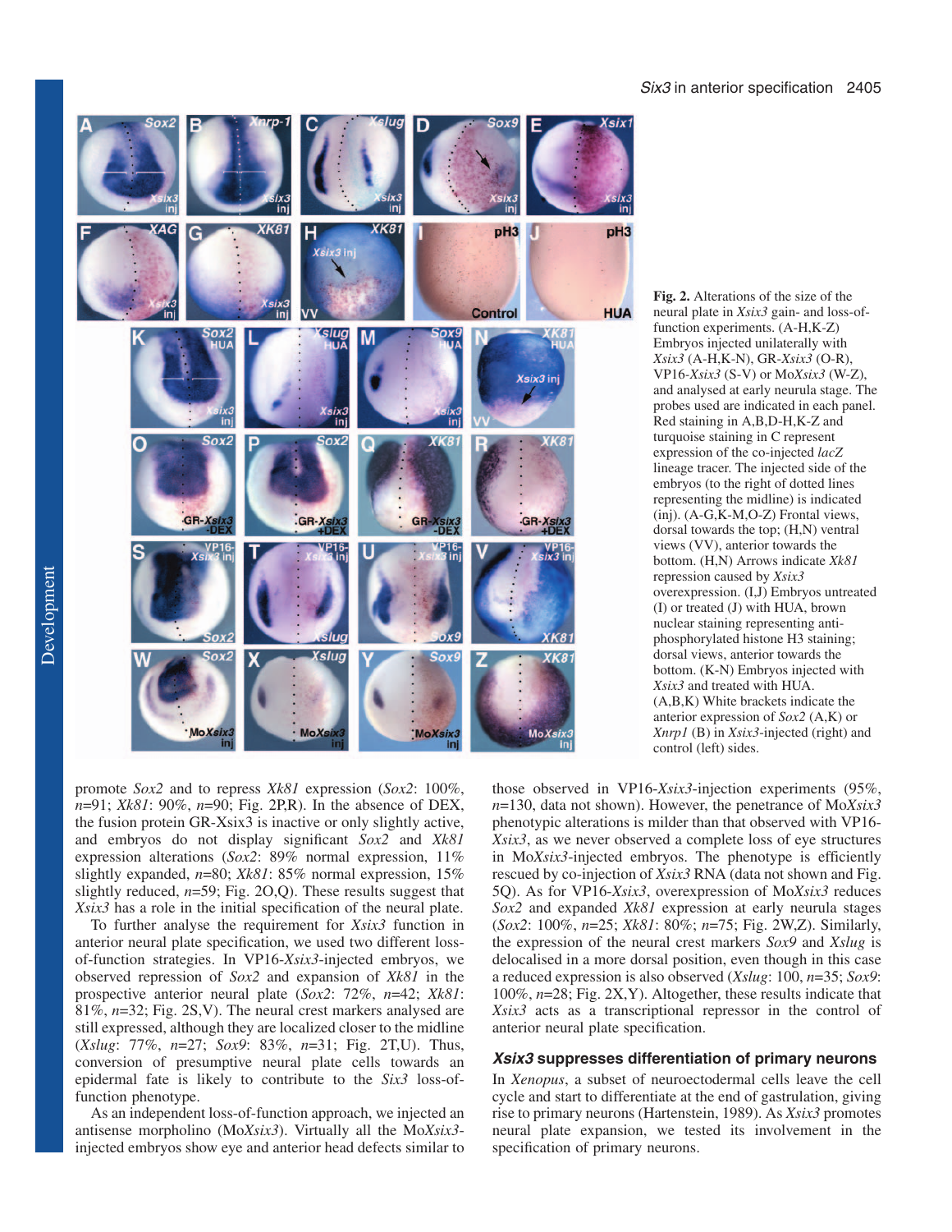**Fig. 2.** Alterations of the size of the neural plate in *Xsix3* gain- and loss-of-function experiments. (A-H,K-Z) Embryos injected unilaterally with *Xsix3* (A-H,K-N), GR-*Xsix3* (O-R), VP16-*Xsix3* (S-V) or Mo*Xsix3* (W-Z), and analysed at early neurula stage. The probes used are indicated in each panel. Red staining in A,B,D-H,K-Z and turquoise staining in C represent expression of the co-injected *lacZ* lineage tracer. The injected side of the embryos (to the right of dotted lines representing the midline) is indicated (inj). (A-G,K-M,O-Z) Frontal views, dorsal towards the top; (H,N) ventral views (VV), anterior towards the bottom. (H,N) Arrows indicate *Xk81* repression caused by *Xsix3* overexpression. (I,J) Embryos untreated (I) or treated (J) with HUA, brown nuclear staining representing anti-phosphorylated histone H3 staining; dorsal views, anterior towards the bottom. (K-N) Embryos injected with *Xsix3* and treated with HUA. (A,B,K) White brackets indicate the anterior expression of *Sox2* (A,K) or *Xnrp1* (B) in *Xsix3*-injected (right) and control (left) sides.

promote *Sox2* and to repress *Xk81* expression (*Sox2*: 100%, *n*=91; *Xk81*: 90%, *n*=90; Fig. 2P,R). In the absence of DEX, the fusion protein GR-Xsix3 is inactive or only slightly active, and embryos do not display significant *Sox2* and *Xk81* expression alterations (*Sox2*: 89% normal expression, 11% slightly expanded, *n*=80; *Xk81*: 85% normal expression, 15% slightly reduced, *n*=59; Fig. 2O,Q). These results suggest that *Xsix3* has a role in the initial specification of the neural plate.

To further analyse the requirement for *Xsix3* function in anterior neural plate specification, we used two different loss-of-function strategies. In VP16-*Xsix3*-injected embryos, we observed repression of *Sox2* and expansion of *Xk81* in the prospective anterior neural plate (*Sox2*: 72%, *n*=42; *Xk81*: 81%, *n*=32; Fig. 2S,V). The neural crest markers analysed are still expressed, although they are localized closer to the midline (*Xslug*: 77%, *n*=27; *Sox9*: 83%, *n*=31; Fig. 2T,U). Thus, conversion of presumptive neural plate cells towards an epidermal fate is likely to contribute to the *Six3* loss-of-function phenotype.

As an independent loss-of-function approach, we injected an antisense morpholino (Mo*Xsix3*). Virtually all the Mo*Xsix3*-injected embryos show eye and anterior head defects similar to those observed in VP16-*Xsix3*-injection experiments (95%, *n*=130, data not shown). However, the penetrance of Mo*Xsix3* phenotypic alterations is milder than that observed with VP16-*Xsix3*, as we never observed a complete loss of eye structures in Mo*Xsix3*-injected embryos. The phenotype is efficiently rescued by co-injection of *Xsix3* RNA (data not shown and Fig. 5Q). As for VP16-*Xsix3*, overexpression of Mo*Xsix3* reduces *Sox2* and expanded *Xk81* expression at early neurula stages (*Sox2*: 100%, *n*=25; *Xk81*: 80%; *n*=75; Fig. 2W,Z). Similarly, the expression of the neural crest markers *Sox9* and *Xslug* is delocalised in a more dorsal position, even though in this case a reduced expression is also observed (*Xslug*: 100, *n*=35; *Sox9*: 100%, *n*=28; Fig. 2X,Y). Altogether, these results indicate that *Xsix3* acts as a transcriptional repressor in the control of anterior neural plate specification.

### *Xsix3* suppresses differentiation of primary neurons

In *Xenopus*, a subset of neuroectodermal cells leave the cell cycle and start to differentiate at the end of gastrulation, giving rise to primary neurons (Hartenstein, 1989). As *Xsix3* promotes neural plate expansion, we tested its involvement in the specification of primary neurons.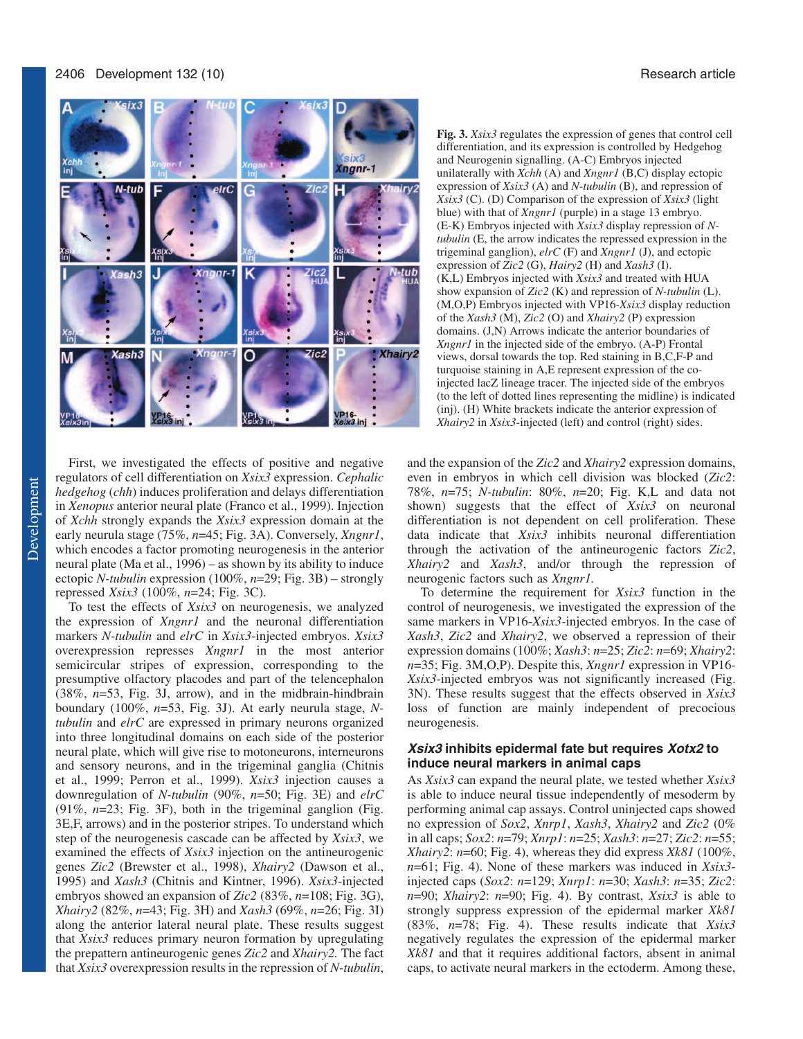**Fig. 3.** *Xsix3* regulates the expression of genes that control cell differentiation, and its expression is controlled by Hedgehog and Neurogenin signalling. (A-C) Embryos injected unilaterally with *Xchh* (A) and *Xngnr1* (B,C) display ectopic expression of *Xsix3* (A) and *N-tubulin* (B), and repression of *Xsix3* (C). (D) Comparison of the expression of *Xsix3* (light blue) with that of *Xngnr1* (purple) in a stage 13 embryo. (E-K) Embryos injected with *Xsix3* display repression of *N-tubulin* (E, the arrow indicates the repressed expression in the trigeminal ganglion), *elrC* (F) and *Xngnr1* (J), and ectopic expression of *Zic2* (G), *Hairy2* (H) and *Xash3* (I). (K,L) Embryos injected with *Xsix3* and treated with HUA show expansion of *Zic2* (K) and repression of *N-tubulin* (L). (M,O,P) Embryos injected with VP16-*Xsix3* display reduction of the *Xash3* (M), *Zic2* (O) and *Xhairy2* (P) expression domains. (J,N) Arrows indicate the anterior boundaries of *Xngnr1* in the injected side of the embryo. (A-P) Frontal views, dorsal towards the top. Red staining in B,C,F-P and turquoise staining in A,E represent expression of the co-injected lacZ lineage tracer. The injected side of the embryos (to the left of dotted lines representing the midline) is indicated (inj). (H) White brackets indicate the anterior expression of *Xhairy2* in *Xsix3*-injected (left) and control (right) sides.

First, we investigated the effects of positive and negative regulators of cell differentiation on *Xsix3* expression. *Cephalic hedgehog* (*chh*) induces proliferation and delays differentiation in *Xenopus* anterior neural plate (Franco et al., 1999). Injection of *Xchh* strongly expands the *Xsix3* expression domain at the early neurula stage (75%, *n*=45; Fig. 3A). Conversely, *Xngnr1*, which encodes a factor promoting neurogenesis in the anterior neural plate (Ma et al., 1996) – as shown by its ability to induce ectopic *N-tubilin* expression (100%, *n*=29; Fig. 3B) – strongly repressed *Xsix3* (100%, *n*=24; Fig. 3C).

To test the effects of *Xsix3* on neurogenesis, we analyzed the expression of *Xngnr1* and the neuronal differentiation markers *N-tubulin* and *elrC* in *Xsix3*-injected embryos. *Xsix3* overexpression represses *Xngnr1* in the most anterior semicircular stripes of expression, corresponding to the presumptive olfactory placodes and part of the telencephalon (38%, *n*=53, Fig. 3J, arrow), and in the midbrain-hindbrain boundary (100%, *n*=53, Fig. 3J). At early neurula stage, *N-tubulin* and *elrC* are expressed in primary neurons organized into three longitudinal domains on each side of the posterior neural plate, which will give rise to motoneurons, interneurons and sensory neurons, and in the trigeminal ganglia (Chitnis et al., 1999; Perron et al., 1999). *Xsix3* injection causes a downregulation of *N-tubulin* (90%, *n*=50; Fig. 3E) and *elrC* (91%, *n*=23; Fig. 3F), both in the trigeminal ganglion (Fig. 3E,F, arrows) and in the posterior stripes. To understand which step of the neurogenesis cascade can be affected by *Xsix3*, we examined the effects of *Xsix3* injection on the antineurogenic genes *Zic2* (Brewster et al., 1998), *Xhairy2* (Dawson et al., 1995) and *Xash3* (Chitnis and Kintner, 1996). *Xsix3*-injected embryos showed an expansion of *Zic2* (83%, *n*=108; Fig. 3G), *Xhairy2* (82%, *n*=43; Fig. 3H) and *Xash3* (69%, *n*=26; Fig. 3I) along the anterior lateral neural plate. These results suggest that *Xsix3* reduces primary neuron formation by upregulating the prepattern antineurogenic genes *Zic2* and *Xhairy2*. The fact that *Xsix3* overexpression results in the repression of *N-tubulin*, and the expansion of the *Zic2* and *Xhairy2* expression domains, even in embryos in which cell division was blocked (*Zic2*: 78%, *n*=75; *N-tubulin*: 80%, *n*=20; Fig. K,L and data not shown) suggests that the effect of *Xsix3* on neuronal differentiation is not dependent on cell proliferation. These data indicate that *Xsix3* inhibits neuronal differentiation through the activation of the antineurogenic factors *Zic2*, *Xhairy2* and *Xash3*, and/or through the repression of neurogenic factors such as *Xngnr1*.

To determine the requirement for *Xsix3* function in the control of neurogenesis, we investigated the expression of the same markers in VP16-*Xsix3*-injected embryos. In the case of *Xash3*, *Zic2* and *Xhairy2*, we observed a repression of their expression domains (100%; *Xash3*: *n*=25; *Zic2*: *n*=69; *Xhairy2*: *n*=35; Fig. 3M,O,P). Despite this, *Xngnr1* expression in VP16-*Xsix3*-injected embryos was not significantly increased (Fig. 3N). These results suggest that the effects observed in *Xsix3* loss of function are mainly independent of precocious neurogenesis.

### *Xsix3* inhibits epidermal fate but requires *Xotx2* to induce neural markers in animal caps

As *Xsix3* can expand the neural plate, we tested whether *Xsix3* is able to induce neural tissue independently of mesoderm by performing animal cap assays. Control uninjected caps showed no expression of *Sox2*, *Xnrp1*, *Xash3*, *Xhairy2* and *Zic2* (0% in all caps; *Sox2*: *n*=79; *Xnrp1*: *n*=25; *Xash3*: *n*=27; *Zic2*: *n*=55; *Xhairy2*: *n*=60; Fig. 4), whereas they did express *Xk81* (100%, *n*=61; Fig. 4). None of these markers was induced in *Xsix3*-injected caps (*Sox2*: *n*=129; *Xnrp1*: *n*=30; *Xash3*: *n*=35; *Zic2*: *n*=90; *Xhairy2*: *n*=90; Fig. 4). By contrast, *Xsix3* is able to strongly suppress expression of the epidermal marker *Xk81* (83%, *n*=78; Fig. 4). These results indicate that *Xsix3* negatively regulates the expression of the epidermal marker *Xk81* and that it requires additional factors, absent in animal caps, to activate neural markers in the ectoderm. Among these,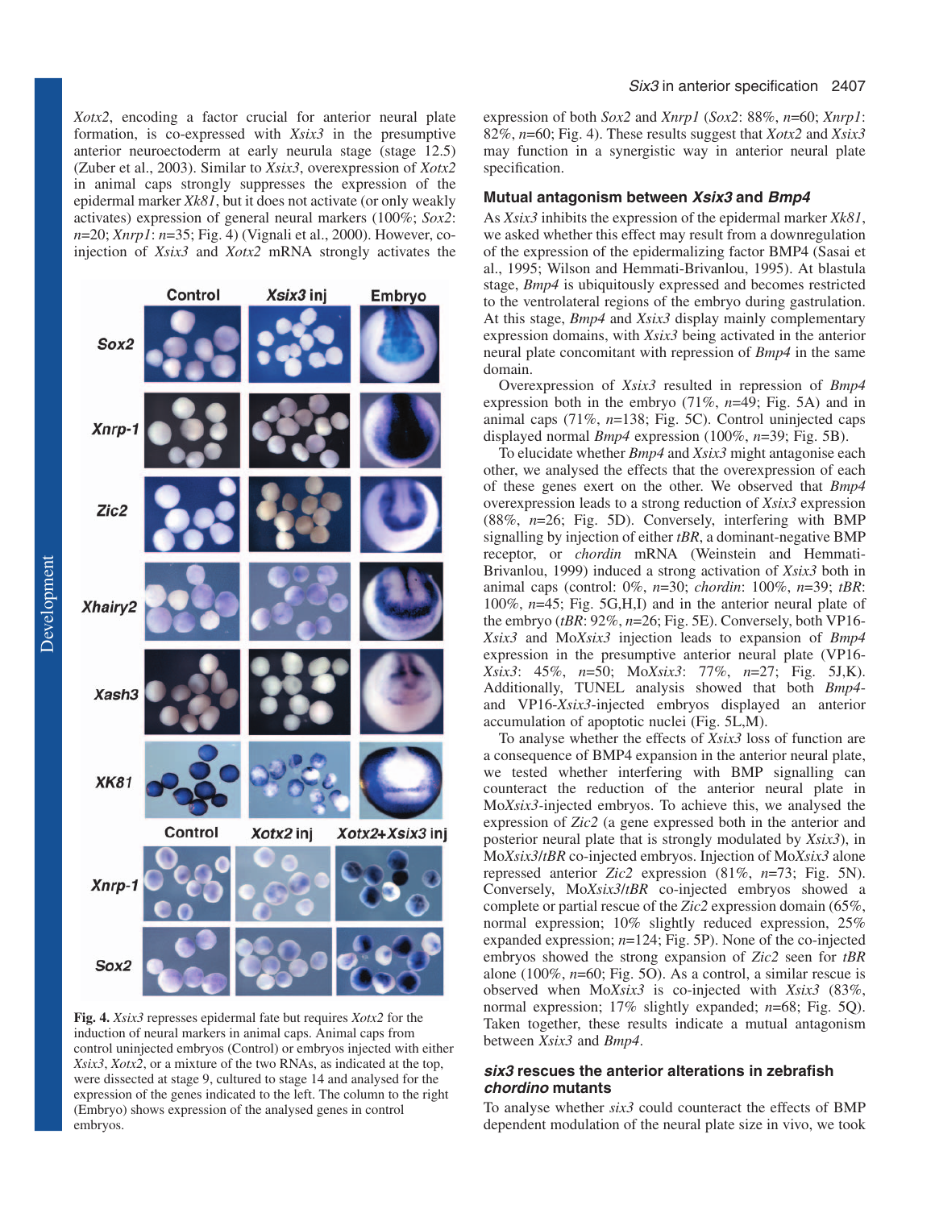*Xotx2*, encoding a factor crucial for anterior neural plate formation, is co-expressed with *Xsix3* in the presumptive anterior neuroectoderm at early neurula stage (stage 12.5) (Zuber et al., 2003). Similar to *Xsix3*, overexpression of *Xotx2* in animal caps strongly suppresses the expression of the epidermal marker *Xk81*, but it does not activate (or only weakly activates) expression of general neural markers (100%; *Sox2*: *n*=20; *Xnrp1*: *n*=35; Fig. 4) (Vignali et al., 2000). However, co-injection of *Xsix3* and *Xotx2* mRNA strongly activates the expression of both *Sox2* and *Xnrp1* (*Sox2*: 88%, *n*=60; *Xnrp1*: 82%, *n*=60; Fig. 4). These results suggest that *Xotx2* and *Xsix3* may function in a synergistic way in anterior neural plate specification.

**Fig. 4.** *Xsix3* represses epidermal fate but requires *Xotx2* for the induction of neural markers in animal caps. Animal caps from control uninjected embryos (Control) or embryos injected with either *Xsix3*, *Xotx2*, or a mixture of the two RNAs, as indicated at the top, were dissected at stage 9, cultured to stage 14 and analysed for the expression of the genes indicated to the left. The column to the right (Embryo) shows expression of the analysed genes in control embryos.

### Mutual antagonism between *Xsix3* and *Bmp4*

As *Xsix3* inhibits the expression of the epidermal marker *Xk81*, we asked whether this effect may result from a downregulation of the expression of the epidermalizing factor BMP4 (Sasai et al., 1995; Wilson and Hemmati-Brivanlou, 1995). At blastula stage, *Bmp4* is ubiquitously expressed and becomes restricted to the ventrolateral regions of the embryo during gastrulation. At this stage, *Bmp4* and *Xsix3* display mainly complementary expression domains, with *Xsix3* being activated in the anterior neural plate concomitant with repression of *Bmp4* in the same domain.

Overexpression of *Xsix3* resulted in repression of *Bmp4* expression both in the embryo (71%, *n*=49; Fig. 5A) and in animal caps (71%, *n*=138; Fig. 5C). Control uninjected caps displayed normal *Bmp4* expression (100%, *n*=39; Fig. 5B).

To elucidate whether *Bmp4* and *Xsix3* might antagonise each other, we analysed the effects that the overexpression of each of these genes exert on the other. We observed that *Bmp4* overexpression leads to a strong reduction of *Xsix3* expression (88%, *n*=26; Fig. 5D). Conversely, interfering with BMP signalling by injection of either *tBR*, a dominant-negative BMP receptor, or *chordin* mRNA (Weinstein and Hemmati-Brivanlou, 1999) induced a strong activation of *Xsix3* both in animal caps (control: 0%, *n*=30; *chordin*: 100%, *n*=39; *tBR*: 100%, *n*=45; Fig. 5G,H,I) and in the anterior neural plate of the embryo (*tBR*: 92%, *n*=26; Fig. 5E). Conversely, both VP16-*Xsix3* and Mo*Xsix3* injection leads to expansion of *Bmp4* expression in the presumptive anterior neural plate (VP16-*Xsix3*: 45%, *n*=50; Mo*Xsix3*: 77%, *n*=27; Fig. 5J,K). Additionally, TUNEL analysis showed that both *Bmp4*- and VP16-*Xsix3*-injected embryos displayed an anterior accumulation of apoptotic nuclei (Fig. 5L,M).

To analyse whether the effects of *Xsix3* loss of function are a consequence of BMP4 expansion in the anterior neural plate, we tested whether interfering with BMP signalling can counteract the reduction of the anterior neural plate in Mo*Xsix3*-injected embryos. To achieve this, we analysed the expression of *Zic2* (a gene expressed both in the anterior and posterior neural plate that is strongly modulated by *Xsix3*), in Mo*Xsix3*/*tBR* co-injected embryos. Injection of Mo*Xsix3* alone repressed anterior *Zic2* expression (81%, *n*=73; Fig. 5N). Conversely, Mo*Xsix3*/*tBR* co-injected embryos showed a complete or partial rescue of the *Zic2* expression domain (65%, normal expression; 10% slightly reduced expression, 25% expanded expression; *n*=124; Fig. 5P). None of the co-injected embryos showed the strong expansion of *Zic2* seen for *tBR* alone (100%, *n*=60; Fig. 5O). As a control, a similar rescue is observed when Mo*Xsix3* is co-injected with *Xsix3* (83%, normal expression; 17% slightly expanded; *n*=68; Fig. 5Q). Taken together, these results indicate a mutual antagonism between *Xsix3* and *Bmp4*.

### *six3* rescues the anterior alterations in zebrafish *chordino* mutants

To analyse whether *six3* could counteract the effects of BMP dependent modulation of the neural plate size in vivo, we took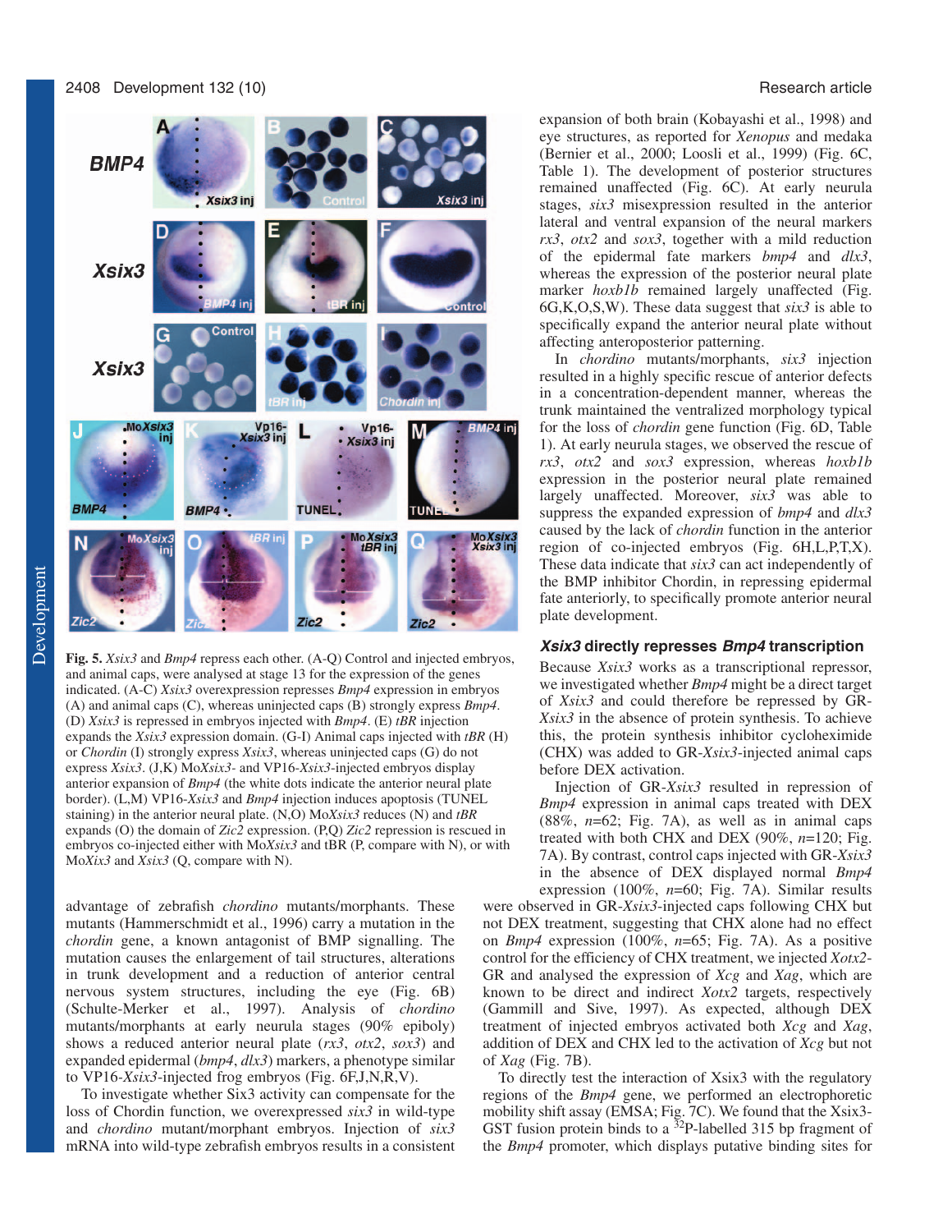**Fig. 5.** *Xsix3* and *Bmp4* repress each other. (A-Q) Control and injected embryos, and animal caps, were analysed at stage 13 for the expression of the genes indicated. (A-C) *Xsix3* overexpression represses *Bmp4* expression in embryos (A) and animal caps (C), whereas uninjected caps (B) strongly express *Bmp4*. (D) *Xsix3* is repressed in embryos injected with *Bmp4*. (E) *tBR* injection expands the *Xsix3* expression domain. (G-I) Animal caps injected with *tBR* (H) or *Chordin* (I) strongly express *Xsix3*, whereas uninjected caps (G) do not express *Xsix3*. (J,K) Mo*Xsix3*- and VP16-*Xsix3*-injected embryos display anterior expansion of *Bmp4* (the white dots indicate the anterior neural plate border). (L,M) VP16-*Xsix3* and *Bmp4* injection induces apoptosis (TUNEL staining) in the anterior neural plate. (N,O) Mo*Xsix3* reduces (N) and *tBR* expands (O) the domain of *Zic2* expression. (P,Q) *Zic2* repression is rescued in embryos co-injected either with Mo*Xsix3* and tBR (P, compare with N), or with Mo*Xix3* and *Xsix3* (Q, compare with N).

advantage of zebrafish *chordino* mutants/morphants. These mutants (Hammerschmidt et al., 1996) carry a mutation in the *chordin* gene, a known antagonist of BMP signalling. The mutation causes the enlargement of tail structures, alterations in trunk development and a reduction of anterior central nervous system structures, including the eye (Fig. 6B) (Schulte-Merker et al., 1997). Analysis of *chordino* mutants/morphants at early neurula stages (90% epiboly) shows a reduced anterior neural plate (*rx3*, *otx2*, *sox3*) and expanded epidermal (*bmp4*, *dlx3*) markers, a phenotype similar to VP16-*Xsix3*-injected frog embryos (Fig. 6F,J,N,R,V).

To investigate whether Six3 activity can compensate for the loss of Chordin function, we overexpressed *six3* in wild-type and *chordino* mutant/morphant embryos. Injection of *six3* mRNA into wild-type zebrafish embryos results in a consistent expansion of both brain (Kobayashi et al., 1998) and eye structures, as reported for *Xenopus* and medaka (Bernier et al., 2000; Loosli et al., 1999) (Fig. 6C, Table 1). The development of posterior structures remained unaffected (Fig. 6C). At early neurula stages, *six3* misexpression resulted in the anterior lateral and ventral expansion of the neural markers *rx3*, *otx2* and *sox3*, together with a mild reduction of the epidermal fate markers *bmp4* and *dlx3*, whereas the expression of the posterior neural plate marker *hoxb1b* remained largely unaffected (Fig. 6G,K,O,S,W). These data suggest that *six3* is able to specifically expand the anterior neural plate without affecting anteroposterior patterning.

In *chordino* mutants/morphants, *six3* injection resulted in a highly specific rescue of anterior defects in a concentration-dependent manner, whereas the trunk maintained the ventralized morphology typical for the loss of *chordin* gene function (Fig. 6D, Table 1). At early neurula stages, we observed the rescue of *rx3*, *otx2* and *sox3* expression, whereas *hoxb1b* expression in the posterior neural plate remained largely unaffected. Moreover, *six3* was able to suppress the expanded expression of *bmp4* and *dlx3* caused by the lack of *chordin* function in the anterior region of co-injected embryos (Fig. 6H,L,P,T,X). These data indicate that *six3* can act independently of the BMP inhibitor Chordin, in repressing epidermal fate anteriorly, to specifically promote anterior neural plate development.

### *Xsix3* directly represses *Bmp4* transcription

Because *Xsix3* works as a transcriptional repressor, we investigated whether *Bmp4* might be a direct target of *Xsix3* and could therefore be repressed by GR-*Xsix3* in the absence of protein synthesis. To achieve this, the protein synthesis inhibitor cycloheximide (CHX) was added to GR-*Xsix3*-injected animal caps before DEX activation.

Injection of GR-*Xsix3* resulted in repression of *Bmp4* expression in animal caps treated with DEX (88%, *n*=62; Fig. 7A), as well as in animal caps treated with both CHX and DEX (90%, *n*=120; Fig. 7A). By contrast, control caps injected with GR-*Xsix3* in the absence of DEX displayed normal *Bmp4* expression (100%, *n*=60; Fig. 7A). Similar results were observed in GR-*Xsix3*-injected caps following CHX but not DEX treatment, suggesting that CHX alone had no effect on *Bmp4* expression (100%, *n*=65; Fig. 7A). As a positive control for the efficiency of CHX treatment, we injected *Xotx2*-GR and analysed the expression of *Xcg* and *Xag*, which are known to be direct and indirect *Xotx2* targets, respectively (Gammill and Sive, 1997). As expected, although DEX treatment of injected embryos activated both *Xcg* and *Xag*, addition of DEX and CHX led to the activation of *Xcg* but not of *Xag* (Fig. 7B).

To directly test the interaction of Xsix3 with the regulatory regions of the *Bmp4* gene, we performed an electrophoretic mobility shift assay (EMSA; Fig. 7C). We found that the Xsix3-GST fusion protein binds to a $^{32}$P-labelled 315 bp fragment of the *Bmp4* promoter, which displays putative binding sites for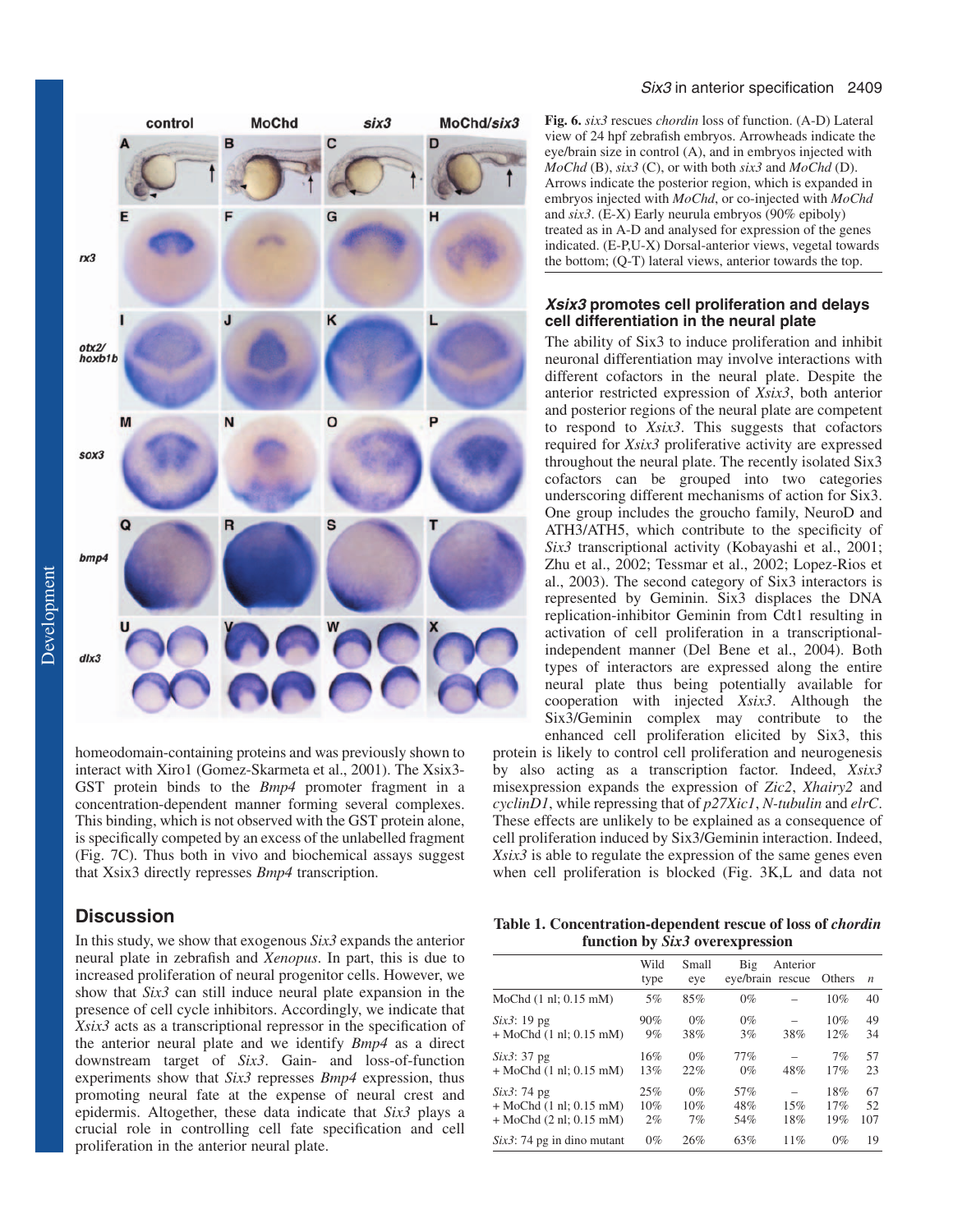**Fig. 6.** *six3* rescues *chordin* loss of function. (A-D) Lateral view of 24 hpf zebrafish embryos. Arrowheads indicate the eye/brain size in control (A), and in embryos injected with *MoChd* (B), *six3* (C), or with both *six3* and *MoChd* (D). Arrows indicate the posterior region, which is expanded in embryos injected with *MoChd*, or co-injected with *MoChd* and *six3*. (E-X) Early neurula embryos (90% epiboly) treated as in A-D and analysed for expression of the genes indicated. (E-P,U-X) Dorsal-anterior views, vegetal towards the bottom; (Q-T) lateral views, anterior towards the top.

homeodomain-containing proteins and was previously shown to interact with Xiro1 (Gomez-Skarmeta et al., 2001). The Xsix3-GST protein binds to the *Bmp4* promoter fragment in a concentration-dependent manner forming several complexes. This binding, which is not observed with the GST protein alone, is specifically competed by an excess of the unlabelled fragment (Fig. 7C). Thus both in vivo and biochemical assays suggest that Xsix3 directly represses *Bmp4* transcription.

## Discussion

In this study, we show that exogenous *Six3* expands the anterior neural plate in zebrafish and *Xenopus*. In part, this is due to increased proliferation of neural progenitor cells. However, we show that *Six3* can still induce neural plate expansion in the presence of cell cycle inhibitors. Accordingly, we indicate that *Xsix3* acts as a transcriptional repressor in the specification of the anterior neural plate and we identify *Bmp4* as a direct downstream target of *Six3*. Gain- and loss-of-function experiments show that *Six3* represses *Bmp4* expression, thus promoting neural fate at the expense of neural crest and epidermis. Altogether, these data indicate that *Six3* plays a crucial role in controlling cell fate specification and cell proliferation in the anterior neural plate.

### *Xsix3* promotes cell proliferation and delays cell differentiation in the neural plate

The ability of Six3 to induce proliferation and inhibit neuronal differentiation may involve interactions with different cofactors in the neural plate. Despite the anterior restricted expression of *Xsix3*, both anterior and posterior regions of the neural plate are competent to respond to *Xsix3*. This suggests that cofactors required for *Xsix3* proliferative activity are expressed throughout the neural plate. The recently isolated Six3 cofactors can be grouped into two categories underscoring different mechanisms of action for Six3. One group includes the groucho family, NeuroD and ATH3/ATH5, which contribute to the specificity of *Six3* transcriptional activity (Kobayashi et al., 2001; Zhu et al., 2002; Tessmar et al., 2002; Lopez-Rios et al., 2003). The second category of Six3 interactors is represented by Geminin. Six3 displaces the DNA replication-inhibitor Geminin from Cdt1 resulting in activation of cell proliferation in a transcriptional-independent manner (Del Bene et al., 2004). Both types of interactors are expressed along the entire neural plate thus being potentially available for cooperation with injected *Xsix3*. Although the Six3/Geminin complex may contribute to the enhanced cell proliferation elicited by Six3, this protein is likely to control cell proliferation and neurogenesis by also acting as a transcription factor. Indeed, *Xsix3* misexpression expands the expression of *Zic2*, *Xhairy2* and *cyclinD1*, while repressing that of *p27Xic1*, *N-tubulin* and *elrC*. These effects are unlikely to be explained as a consequence of cell proliferation induced by Six3/Geminin interaction. Indeed, *Xsix3* is able to regulate the expression of the same genes even when cell proliferation is blocked (Fig. 3K,L and data not

**Table 1. Concentration-dependent rescue of loss of *chordin* function by *Six3* overexpression**

| | Wild type | Small eye | Big eye/brain | Anterior rescue | Others | *n* |
|---|---|---|---|---|---|---|
| MoChd (1 nl; 0.15 mM) | 5% | 85% | 0% | – | 10% | 40 |
| *Six3*: 19 pg | 90% | 0% | 0% | – | 10% | 49 |
| + MoChd (1 nl; 0.15 mM) | 9% | 38% | 3% | 38% | 12% | 34 |
| *Six3*: 37 pg | 16% | 0% | 77% | – | 7% | 57 |
| + MoChd (1 nl; 0.15 mM) | 13% | 22% | 0% | 48% | 17% | 23 |
| *Six3*: 74 pg | 25% | 0% | 57% | – | 18% | 67 |
| + MoChd (1 nl; 0.15 mM) | 10% | 10% | 48% | 15% | 17% | 52 |
| + MoChd (2 nl; 0.15 mM) | 2% | 7% | 54% | 18% | 19% | 107 |
| *Six3*: 74 pg in dino mutant | 0% | 26% | 63% | 11% | 0% | 19 |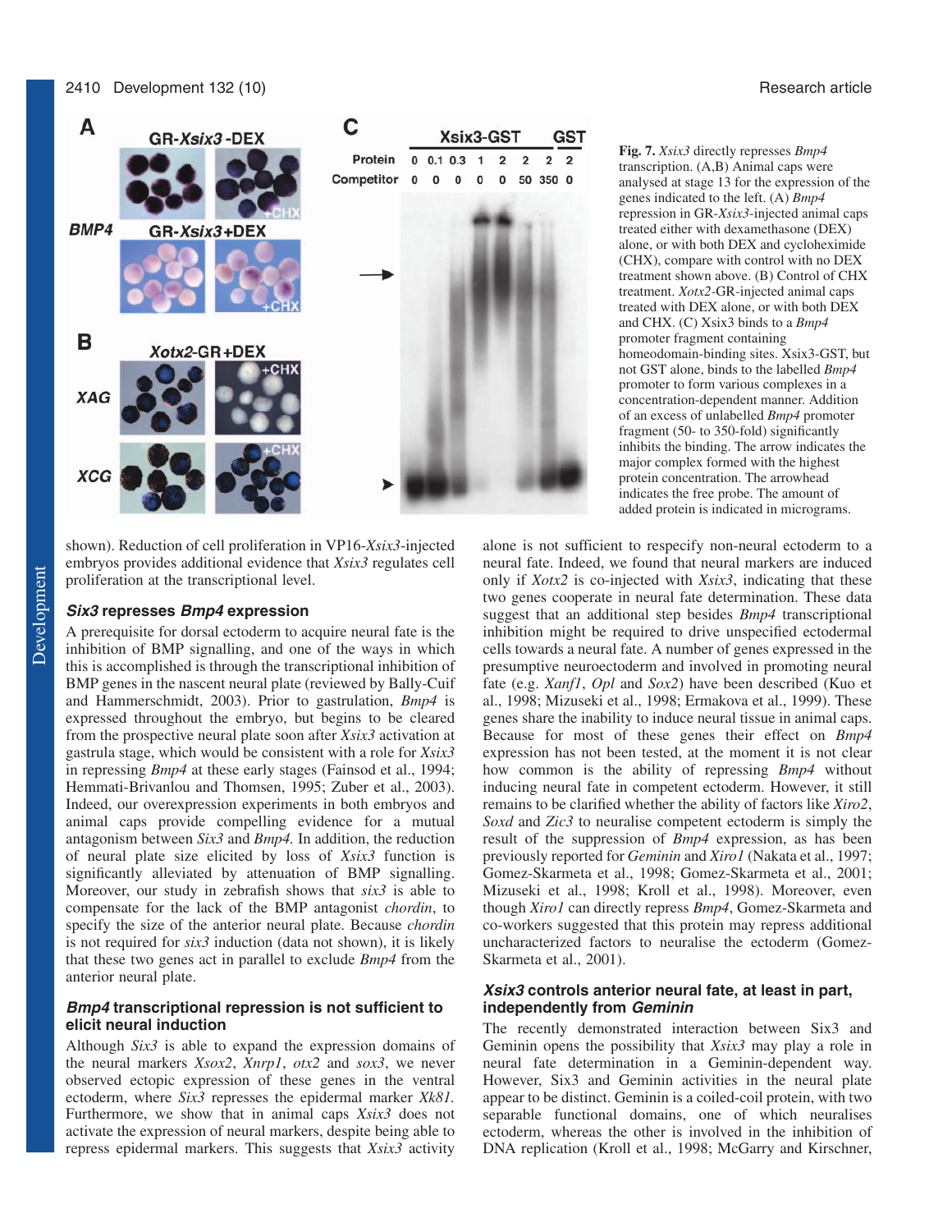**Fig. 7.** *Xsix3* directly represses *Bmp4* transcription. (A,B) Animal caps were analysed at stage 13 for the expression of the genes indicated to the left. (A) *Bmp4* repression in GR-*Xsix3*-injected animal caps treated either with dexamethasone (DEX) alone, or with both DEX and cycloheximide (CHX), compare with control with no DEX treatment shown above. (B) Control of CHX treatment. *Xotx2*-GR-injected animal caps treated with DEX alone, or with both DEX and CHX. (C) Xsix3 binds to a *Bmp4* promoter fragment containing homeodomain-binding sites. Xsix3-GST, but not GST alone, binds to the labelled *Bmp4* promoter to form various complexes in a concentration-dependent manner. Addition of an excess of unlabelled *Bmp4* promoter fragment (50- to 350-fold) significantly inhibits the binding. The arrow indicates the major complex formed with the highest protein concentration. The arrowhead indicates the free probe. The amount of added protein is indicated in micrograms.

shown). Reduction of cell proliferation in VP16-*Xsix3*-injected embryos provides additional evidence that *Xsix3* regulates cell proliferation at the transcriptional level.

### *Six3* represses *Bmp4* expression

A prerequisite for dorsal ectoderm to acquire neural fate is the inhibition of BMP signalling, and one of the ways in which this is accomplished is through the transcriptional inhibition of BMP genes in the nascent neural plate (reviewed by Bally-Cuif and Hammerschmidt, 2003). Prior to gastrulation, *Bmp4* is expressed throughout the embryo, but begins to be cleared from the prospective neural plate soon after *Xsix3* activation at gastrula stage, which would be consistent with a role for *Xsix3* in repressing *Bmp4* at these early stages (Fainsod et al., 1994; Hemmati-Brivanlou and Thomsen, 1995; Zuber et al., 2003). Indeed, our overexpression experiments in both embryos and animal caps provide compelling evidence for a mutual antagonism between *Six3* and *Bmp4.* In addition, the reduction of neural plate size elicited by loss of *Xsix3* function is significantly alleviated by attenuation of BMP signalling. Moreover, our study in zebrafish shows that *six3* is able to compensate for the lack of the BMP antagonist *chordin*, to specify the size of the anterior neural plate. Because *chordin* is not required for *six3* induction (data not shown), it is likely that these two genes act in parallel to exclude *Bmp4* from the anterior neural plate.

### *Bmp4* transcriptional repression is not sufficient to elicit neural induction

Although *Six3* is able to expand the expression domains of the neural markers *Xsox2*, *Xnrp1*, *otx2* and *sox3*, we never observed ectopic expression of these genes in the ventral ectoderm, where *Six3* represses the epidermal marker *Xk81.* Furthermore, we show that in animal caps *Xsix3* does not activate the expression of neural markers, despite being able to repress epidermal markers. This suggests that *Xsix3* activity alone is not sufficient to respecify non-neural ectoderm to a neural fate. Indeed, we found that neural markers are induced only if *Xotx2* is co-injected with *Xsix3*, indicating that these two genes cooperate in neural fate determination. These data suggest that an additional step besides *Bmp4* transcriptional inhibition might be required to drive unspecified ectodermal cells towards a neural fate. A number of genes expressed in the presumptive neuroectoderm and involved in promoting neural fate (e.g. *Xanf1*, *Opl* and *Sox2*) have been described (Kuo et al., 1998; Mizuseki et al., 1998; Ermakova et al., 1999). These genes share the inability to induce neural tissue in animal caps. Because for most of these genes their effect on *Bmp4* expression has not been tested, at the moment it is not clear how common is the ability of repressing *Bmp4* without inducing neural fate in competent ectoderm. However, it still remains to be clarified whether the ability of factors like *Xiro2*, *Soxd* and *Zic3* to neuralise competent ectoderm is simply the result of the suppression of *Bmp4* expression, as has been previously reported for *Geminin* and *Xiro1* (Nakata et al., 1997; Gomez-Skarmeta et al., 1998; Gomez-Skarmeta et al., 2001; Mizuseki et al., 1998; Kroll et al., 1998). Moreover, even though *Xiro1* can directly repress *Bmp4*, Gomez-Skarmeta and co-workers suggested that this protein may repress additional uncharacterized factors to neuralise the ectoderm (Gomez-Skarmeta et al., 2001).

### *Xsix3* controls anterior neural fate, at least in part, independently from *Geminin*

The recently demonstrated interaction between Six3 and Geminin opens the possibility that *Xsix3* may play a role in neural fate determination in a Geminin-dependent way. However, Six3 and Geminin activities in the neural plate appear to be distinct. Geminin is a coiled-coil protein, with two separable functional domains, one of which neuralises ectoderm, whereas the other is involved in the inhibition of DNA replication (Kroll et al., 1998; McGarry and Kirschner,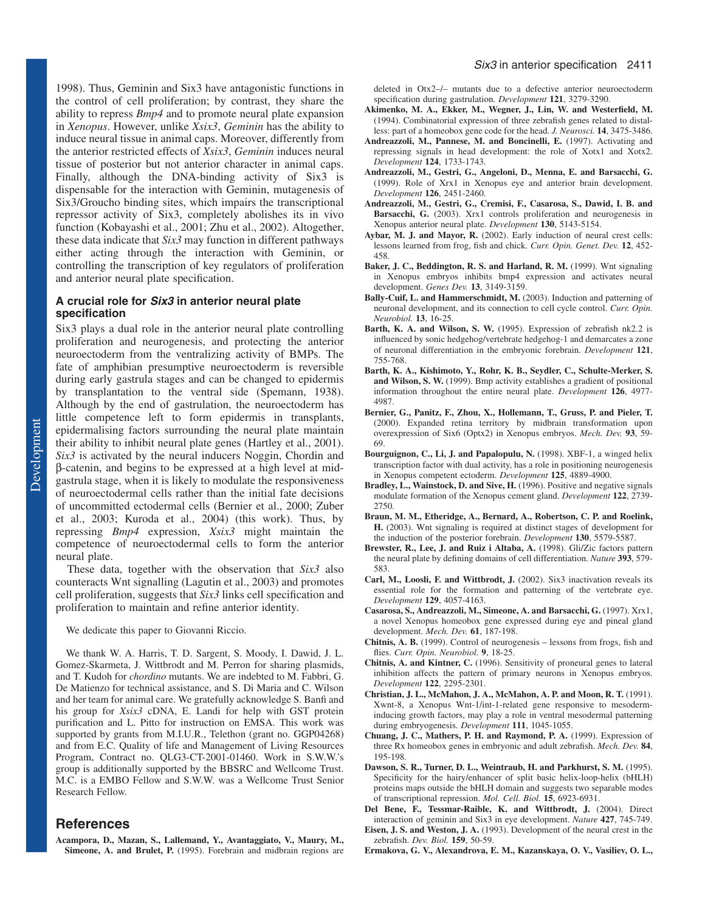1998). Thus, Geminin and Six3 have antagonistic functions in the control of cell proliferation; by contrast, they share the ability to repress *Bmp4* and to promote neural plate expansion in *Xenopus*. However, unlike *Xsix3*, *Geminin* has the ability to induce neural tissue in animal caps. Moreover, differently from the anterior restricted effects of *Xsix3*, *Geminin* induces neural tissue of posterior but not anterior character in animal caps. Finally, although the DNA-binding activity of Six3 is dispensable for the interaction with Geminin, mutagenesis of Six3/Groucho binding sites, which impairs the transcriptional repressor activity of Six3, completely abolishes its in vivo function (Kobayashi et al., 2001; Zhu et al., 2002). Altogether, these data indicate that *Six3* may function in different pathways either acting through the interaction with Geminin, or controlling the transcription of key regulators of proliferation and anterior neural plate specification.

## A crucial role for *Six3* in anterior neural plate specification

Six3 plays a dual role in the anterior neural plate controlling proliferation and neurogenesis, and protecting the anterior neuroectoderm from the ventralizing activity of BMPs. The fate of amphibian presumptive neuroectoderm is reversible during early gastrula stages and can be changed to epidermis by transplantation to the ventral side (Spemann, 1938). Although by the end of gastrulation, the neuroectoderm has little competence left to form epidermis in transplants, epidermalising factors surrounding the neural plate maintain their ability to inhibit neural plate genes (Hartley et al., 2001). *Six3* is activated by the neural inducers Noggin, Chordin and β-catenin, and begins to be expressed at a high level at mid-gastrula stage, when it is likely to modulate the responsiveness of neuroectodermal cells rather than the initial fate decisions of uncommitted ectodermal cells (Bernier et al., 2000; Zuber et al., 2003; Kuroda et al., 2004) (this work). Thus, by repressing *Bmp4* expression, *Xsix3* might maintain the competence of neuroectodermal cells to form the anterior neural plate.

These data, together with the observation that *Six3* also counteracts Wnt signalling (Lagutin et al., 2003) and promotes cell proliferation, suggests that *Six3* links cell specification and proliferation to maintain and refine anterior identity.

We dedicate this paper to Giovanni Riccio.

We thank W. A. Harris, T. D. Sargent, S. Moody, I. Dawid, J. L. Gomez-Skarmeta, J. Wittbrodt and M. Perron for sharing plasmids, and T. Kudoh for *chordino* mutants. We are indebted to M. Fabbri, G. De Matienzo for technical assistance, and S. Di Maria and C. Wilson and her team for animal care. We gratefully acknowledge S. Banfi and his group for *Xsix3* cDNA, E. Landi for help with GST protein purification and L. Pitto for instruction on EMSA. This work was supported by grants from M.I.U.R., Telethon (grant no. GGP04268) and from E.C. Quality of life and Management of Living Resources Program, Contract no. QLG3-CT-2001-01460. Work in S.W.W.'s group is additionally supported by the BBSRC and Wellcome Trust. M.C. is a EMBO Fellow and S.W.W. was a Wellcome Trust Senior Research Fellow.

## References

**Acampora, D., Mazan, S., Lallemand, Y., Avantaggiato, V., Maury, M., Simeone, A. and Brulet, P.** (1995). Forebrain and midbrain regions are deleted in Otx2–/– mutants due to a defective anterior neuroectoderm specification during gastrulation. *Development* **121**, 3279-3290.

**Akimenko, M. A., Ekker, M., Wegner, J., Lin, W. and Westerfield, M.** (1994). Combinatorial expression of three zebrafish genes related to distal-less: part of a homeobox gene code for the head. *J. Neurosci.* **14**, 3475-3486.

**Andreazzoli, M., Pannese, M. and Boncinelli, E.** (1997). Activating and repressing signals in head development: the role of Xotx1 and Xotx2. *Development* **124**, 1733-1743.

**Andreazzoli, M., Gestri, G., Angeloni, D., Menna, E. and Barsacchi, G.** (1999). Role of Xrx1 in Xenopus eye and anterior brain development. *Development* **126**, 2451-2460.

**Andreazzoli, M., Gestri, G., Cremisi, F., Casarosa, S., Dawid, I. B. and Barsacchi, G.** (2003). Xrx1 controls proliferation and neurogenesis in Xenopus anterior neural plate. *Development* **130**, 5143-5154.

**Aybar, M. J. and Mayor, R.** (2002). Early induction of neural crest cells: lessons learned from frog, fish and chick. *Curr. Opin. Genet. Dev.* **12**, 452-458.

**Baker, J. C., Beddington, R. S. and Harland, R. M.** (1999). Wnt signaling in Xenopus embryos inhibits bmp4 expression and activates neural development. *Genes Dev.* **13**, 3149-3159.

**Bally-Cuif, L. and Hammerschmidt, M.** (2003). Induction and patterning of neuronal development, and its connection to cell cycle control. *Curr. Opin. Neurobiol.* **13**, 16-25.

**Barth, K. A. and Wilson, S. W.** (1995). Expression of zebrafish nk2.2 is influenced by sonic hedgehog/vertebrate hedgehog-1 and demarcates a zone of neuronal differentiation in the embryonic forebrain. *Development* **121**, 755-768.

**Barth, K. A., Kishimoto, Y., Rohr, K. B., Seydler, C., Schulte-Merker, S. and Wilson, S. W.** (1999). Bmp activity establishes a gradient of positional information throughout the entire neural plate. *Development* **126**, 4977-4987.

**Bernier, G., Panitz, F., Zhou, X., Hollemann, T., Gruss, P. and Pieler, T.** (2000). Expanded retina territory by midbrain transformation upon overexpression of Six6 (Optx2) in Xenopus embryos. *Mech. Dev.* **93**, 59-69.

**Bourguignon, C., Li, J. and Papalopulu, N.** (1998). XBF-1, a winged helix transcription factor with dual activity, has a role in positioning neurogenesis in Xenopus competent ectoderm. *Development* **125**, 4889-4900.

**Bradley, L., Wainstock, D. and Sive, H.** (1996). Positive and negative signals modulate formation of the Xenopus cement gland. *Development* **122**, 2739-2750.

**Braun, M. M., Etheridge, A., Bernard, A., Robertson, C. P. and Roelink, H.** (2003). Wnt signaling is required at distinct stages of development for the induction of the posterior forebrain. *Development* **130**, 5579-5587.

**Brewster, R., Lee, J. and Ruiz i Altaba, A.** (1998). Gli/Zic factors pattern the neural plate by defining domains of cell differentiation. *Nature* **393**, 579-583.

**Carl, M., Loosli, F. and Wittbrodt, J.** (2002). Six3 inactivation reveals its essential role for the formation and patterning of the vertebrate eye. *Development* **129**, 4057-4163.

**Casarosa, S., Andreazzoli, M., Simeone, A. and Barsacchi, G.** (1997). Xrx1, a novel Xenopus homeobox gene expressed during eye and pineal gland development. *Mech. Dev.* **61**, 187-198.

**Chitnis, A. B.** (1999). Control of neurogenesis – lessons from frogs, fish and flies. *Curr. Opin. Neurobiol.* **9**, 18-25.

**Chitnis, A. and Kintner, C.** (1996). Sensitivity of proneural genes to lateral inhibition affects the pattern of primary neurons in Xenopus embryos. *Development* **122**, 2295-2301.

**Christian, J. L., McMahon, J. A., McMahon, A. P. and Moon, R. T.** (1991). Xwnt-8, a Xenopus Wnt-1/int-1-related gene responsive to mesoderm-inducing growth factors, may play a role in ventral mesodermal patterning during embryogenesis. *Development* **111**, 1045-1055.

**Chuang, J. C., Mathers, P. H. and Raymond, P. A.** (1999). Expression of three Rx homeobox genes in embryonic and adult zebrafish. *Mech. Dev.* **84**, 195-198.

**Dawson, S. R., Turner, D. L., Weintraub, H. and Parkhurst, S. M.** (1995). Specificity for the hairy/enhancer of split basic helix-loop-helix (bHLH) proteins maps outside the bHLH domain and suggests two separable modes of transcriptional repression. *Mol. Cell. Biol.* **15**, 6923-6931.

**Del Bene, F., Tessmar-Raible, K. and Wittbrodt, J.** (2004). Direct interaction of geminin and Six3 in eye development. *Nature* **427**, 745-749.

**Eisen, J. S. and Weston, J. A.** (1993). Development of the neural crest in the zebrafish. *Dev. Biol.* **159**, 50-59.

**Ermakova, G. V., Alexandrova, E. M., Kazanskaya, O. V., Vasiliev, O. L.,**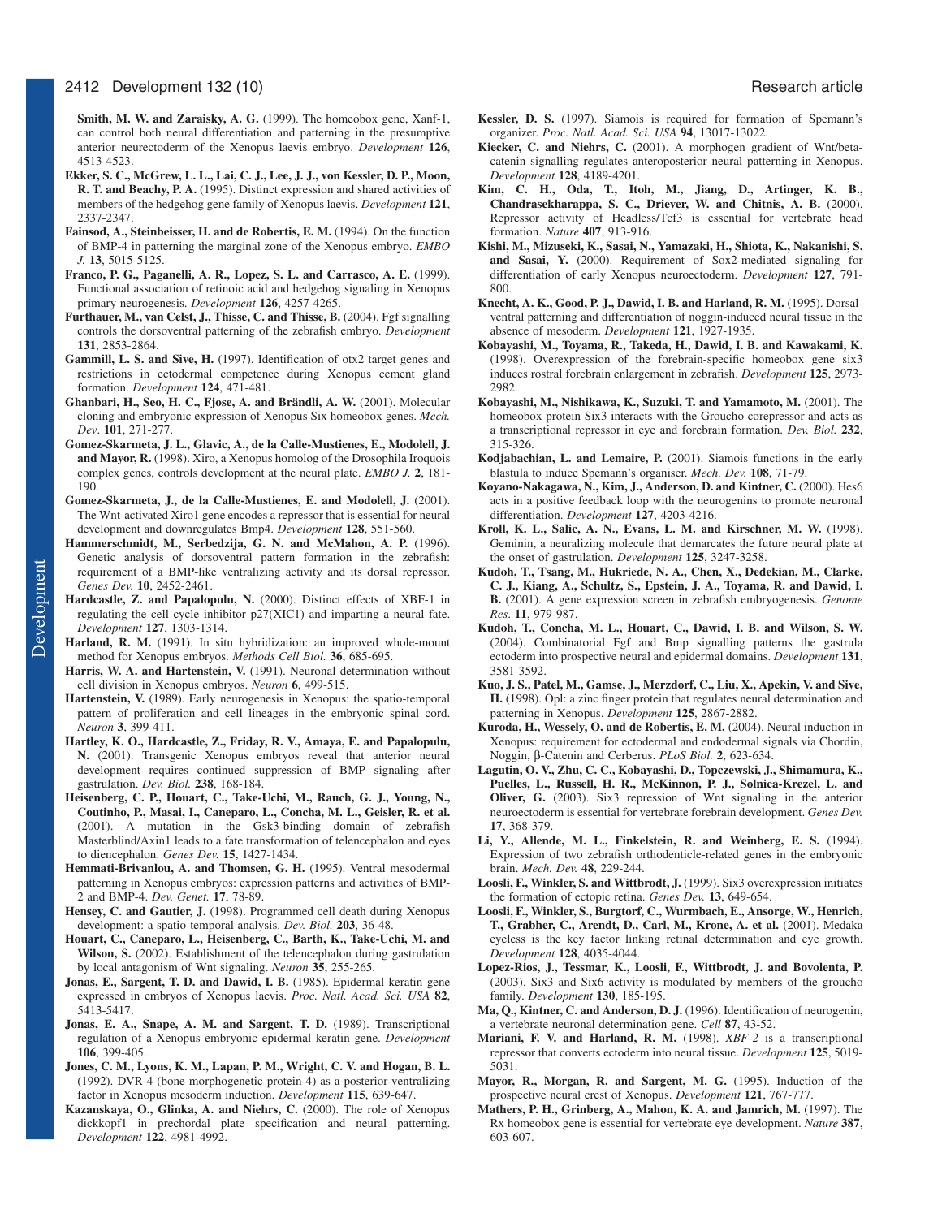**Smith, M. W. and Zaraisky, A. G.** (1999). The homeobox gene, Xanf-1, can control both neural differentiation and patterning in the presumptive anterior neurectoderm of the Xenopus laevis embryo. *Development* **126**, 4513-4523.

**Ekker, S. C., McGrew, L. L., Lai, C. J., Lee, J. J., von Kessler, D. P., Moon, R. T. and Beachy, P. A.** (1995). Distinct expression and shared activities of members of the hedgehog gene family of Xenopus laevis. *Development* **121**, 2337-2347.

**Fainsod, A., Steinbeisser, H. and de Robertis, E. M.** (1994). On the function of BMP-4 in patterning the marginal zone of the Xenopus embryo. *EMBO J.* **13**, 5015-5125.

**Franco, P. G., Paganelli, A. R., Lopez, S. L. and Carrasco, A. E.** (1999). Functional association of retinoic acid and hedgehog signaling in Xenopus primary neurogenesis. *Development* **126**, 4257-4265.

**Furthauer, M., van Celst, J., Thisse, C. and Thisse, B.** (2004). Fgf signalling controls the dorsoventral patterning of the zebrafish embryo. *Development* **131**, 2853-2864.

**Gammill, L. S. and Sive, H.** (1997). Identification of otx2 target genes and restrictions in ectodermal competence during Xenopus cement gland formation. *Development* **124**, 471-481.

**Ghanbari, H., Seo, H. C., Fjose, A. and Brändli, A. W.** (2001). Molecular cloning and embryonic expression of Xenopus Six homeobox genes. *Mech. Dev*. **101**, 271-277.

**Gomez-Skarmeta, J. L., Glavic, A., de la Calle-Mustienes, E., Modolell, J. and Mayor, R.** (1998). Xiro, a Xenopus homolog of the Drosophila Iroquois complex genes, controls development at the neural plate. *EMBO J.* **2**, 181-190.

**Gomez-Skarmeta, J., de la Calle-Mustienes, E. and Modolell, J.** (2001). The Wnt-activated Xiro1 gene encodes a repressor that is essential for neural development and downregulates Bmp4. *Development* **128**, 551-560.

**Hammerschmidt, M., Serbedzija, G. N. and McMahon, A. P.** (1996). Genetic analysis of dorsoventral pattern formation in the zebrafish: requirement of a BMP-like ventralizing activity and its dorsal repressor. *Genes Dev.* **10**, 2452-2461.

**Hardcastle, Z. and Papalopulu, N.** (2000). Distinct effects of XBF-1 in regulating the cell cycle inhibitor p27(XIC1) and imparting a neural fate. *Development* **127**, 1303-1314.

**Harland, R. M.** (1991). In situ hybridization: an improved whole-mount method for Xenopus embryos. *Methods Cell Biol.* **36**, 685-695.

**Harris, W. A. and Hartenstein, V.** (1991). Neuronal determination without cell division in Xenopus embryos. *Neuron* **6**, 499-515.

**Hartenstein, V.** (1989). Early neurogenesis in Xenopus: the spatio-temporal pattern of proliferation and cell lineages in the embryonic spinal cord. *Neuron* **3**, 399-411.

**Hartley, K. O., Hardcastle, Z., Friday, R. V., Amaya, E. and Papalopulu, N.** (2001). Transgenic Xenopus embryos reveal that anterior neural development requires continued suppression of BMP signaling after gastrulation. *Dev. Biol.* **238**, 168-184.

**Heisenberg, C. P., Houart, C., Take-Uchi, M., Rauch, G. J., Young, N., Coutinho, P., Masai, I., Caneparo, L., Concha, M. L., Geisler, R. et al.** (2001). A mutation in the Gsk3-binding domain of zebrafish Masterblind/Axin1 leads to a fate transformation of telencephalon and eyes to diencephalon. *Genes Dev.* **15**, 1427-1434.

**Hemmati-Brivanlou, A. and Thomsen, G. H.** (1995). Ventral mesodermal patterning in Xenopus embryos: expression patterns and activities of BMP-2 and BMP-4. *Dev. Genet.* **17**, 78-89.

**Hensey, C. and Gautier, J.** (1998). Programmed cell death during Xenopus development: a spatio-temporal analysis. *Dev. Biol.* **203**, 36-48.

**Houart, C., Caneparo, L., Heisenberg, C., Barth, K., Take-Uchi, M. and Wilson, S.** (2002). Establishment of the telencephalon during gastrulation by local antagonism of Wnt signaling. *Neuron* **35**, 255-265.

**Jonas, E., Sargent, T. D. and Dawid, I. B.** (1985). Epidermal keratin gene expressed in embryos of Xenopus laevis. *Proc. Natl. Acad. Sci. USA* **82**, 5413-5417.

**Jonas, E. A., Snape, A. M. and Sargent, T. D.** (1989). Transcriptional regulation of a Xenopus embryonic epidermal keratin gene. *Development* **106**, 399-405.

**Jones, C. M., Lyons, K. M., Lapan, P. M., Wright, C. V. and Hogan, B. L.** (1992). DVR-4 (bone morphogenetic protein-4) as a posterior-ventralizing factor in Xenopus mesoderm induction. *Development* **115**, 639-647.

**Kazanskaya, O., Glinka, A. and Niehrs, C.** (2000). The role of Xenopus dickkopf1 in prechordal plate specification and neural patterning. *Development* **122**, 4981-4992.

**Kessler, D. S.** (1997). Siamois is required for formation of Spemann's organizer. *Proc. Natl. Acad. Sci. USA* **94**, 13017-13022.

**Kiecker, C. and Niehrs, C.** (2001). A morphogen gradient of Wnt/beta-catenin signalling regulates anteroposterior neural patterning in Xenopus. *Development* **128**, 4189-4201.

**Kim, C. H., Oda, T., Itoh, M., Jiang, D., Artinger, K. B., Chandrasekharappa, S. C., Driever, W. and Chitnis, A. B.** (2000). Repressor activity of Headless/Tcf3 is essential for vertebrate head formation. *Nature* **407**, 913-916.

**Kishi, M., Mizuseki, K., Sasai, N., Yamazaki, H., Shiota, K., Nakanishi, S. and Sasai, Y.** (2000). Requirement of Sox2-mediated signaling for differentiation of early Xenopus neuroectoderm. *Development* **127**, 791-800.

**Knecht, A. K., Good, P. J., Dawid, I. B. and Harland, R. M.** (1995). Dorsal-ventral patterning and differentiation of noggin-induced neural tissue in the absence of mesoderm. *Development* **121**, 1927-1935.

**Kobayashi, M., Toyama, R., Takeda, H., Dawid, I. B. and Kawakami, K.** (1998). Overexpression of the forebrain-specific homeobox gene six3 induces rostral forebrain enlargement in zebrafish. *Development* **125**, 2973-2982.

**Kobayashi, M., Nishikawa, K., Suzuki, T. and Yamamoto, M.** (2001). The homeobox protein Six3 interacts with the Groucho corepressor and acts as a transcriptional repressor in eye and forebrain formation. *Dev. Biol.* **232**, 315-326.

**Kodjabachian, L. and Lemaire, P.** (2001). Siamois functions in the early blastula to induce Spemann's organiser. *Mech. Dev.* **108**, 71-79.

**Koyano-Nakagawa, N., Kim, J., Anderson, D. and Kintner, C.** (2000). Hes6 acts in a positive feedback loop with the neurogenins to promote neuronal differentiation. *Development* **127**, 4203-4216.

**Kroll, K. L., Salic, A. N., Evans, L. M. and Kirschner, M. W.** (1998). Geminin, a neuralizing molecule that demarcates the future neural plate at the onset of gastrulation. *Development* **125**, 3247-3258.

**Kudoh, T., Tsang, M., Hukriede, N. A., Chen, X., Dedekian, M., Clarke, C. J., Kiang, A., Schultz, S., Epstein, J. A., Toyama, R. and Dawid, I. B.** (2001). A gene expression screen in zebrafish embryogenesis. *Genome Res*. **11**, 979-987.

**Kudoh, T., Concha, M. L., Houart, C., Dawid, I. B. and Wilson, S. W.** (2004). Combinatorial Fgf and Bmp signalling patterns the gastrula ectoderm into prospective neural and epidermal domains. *Development* **131**, 3581-3592.

**Kuo, J. S., Patel, M., Gamse, J., Merzdorf, C., Liu, X., Apekin, V. and Sive, H.** (1998). Opl: a zinc finger protein that regulates neural determination and patterning in Xenopus. *Development* **125**, 2867-2882.

**Kuroda, H., Wessely, O. and de Robertis, E. M.** (2004). Neural induction in Xenopus: requirement for ectodermal and endodermal signals via Chordin, Noggin, β-Catenin and Cerberus. *PLoS Biol.* **2**, 623-634.

**Lagutin, O. V., Zhu, C. C., Kobayashi, D., Topczewski, J., Shimamura, K., Puelles, L., Russell, H. R., McKinnon, P. J., Solnica-Krezel, L. and Oliver, G.** (2003). Six3 repression of Wnt signaling in the anterior neuroectoderm is essential for vertebrate forebrain development. *Genes Dev.* **17**, 368-379.

**Li, Y., Allende, M. L., Finkelstein, R. and Weinberg, E. S.** (1994). Expression of two zebrafish orthodenticle-related genes in the embryonic brain. *Mech. Dev.* **48**, 229-244.

**Loosli, F., Winkler, S. and Wittbrodt, J.** (1999). Six3 overexpression initiates the formation of ectopic retina. *Genes Dev.* **13**, 649-654.

**Loosli, F., Winkler, S., Burgtorf, C., Wurmbach, E., Ansorge, W., Henrich, T., Grabher, C., Arendt, D., Carl, M., Krone, A. et al.** (2001). Medaka eyeless is the key factor linking retinal determination and eye growth. *Development* **128**, 4035-4044.

**Lopez-Rios, J., Tessmar, K., Loosli, F., Wittbrodt, J. and Bovolenta, P.** (2003). Six3 and Six6 activity is modulated by members of the groucho family. *Development* **130**, 185-195.

**Ma, Q., Kintner, C. and Anderson, D. J.** (1996). Identification of neurogenin, a vertebrate neuronal determination gene. *Cell* **87**, 43-52.

**Mariani, F. V. and Harland, R. M.** (1998). *XBF-2* is a transcriptional repressor that converts ectoderm into neural tissue. *Development* **125**, 5019-5031.

**Mayor, R., Morgan, R. and Sargent, M. G.** (1995). Induction of the prospective neural crest of Xenopus. *Development* **121**, 767-777.

**Mathers, P. H., Grinberg, A., Mahon, K. A. and Jamrich, M.** (1997). The Rx homeobox gene is essential for vertebrate eye development. *Nature* **387**, 603-607.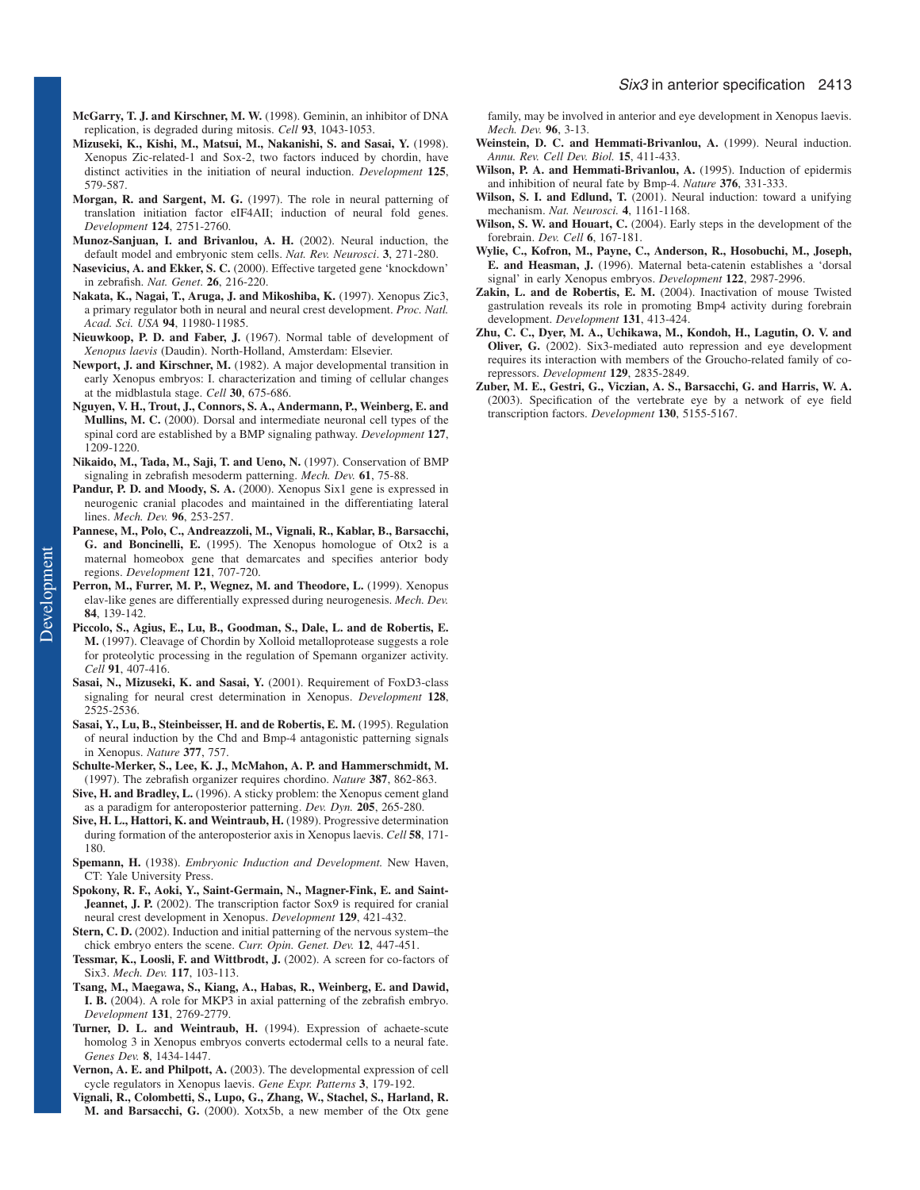**McGarry, T. J. and Kirschner, M. W.** (1998). Geminin, an inhibitor of DNA replication, is degraded during mitosis. *Cell* **93**, 1043-1053.

**Mizuseki, K., Kishi, M., Matsui, M., Nakanishi, S. and Sasai, Y.** (1998). Xenopus Zic-related-1 and Sox-2, two factors induced by chordin, have distinct activities in the initiation of neural induction. *Development* **125**, 579-587.

**Morgan, R. and Sargent, M. G.** (1997). The role in neural patterning of translation initiation factor eIF4AII; induction of neural fold genes. *Development* **124**, 2751-2760.

**Munoz-Sanjuan, I. and Brivanlou, A. H.** (2002). Neural induction, the default model and embryonic stem cells. *Nat. Rev. Neurosci*. **3**, 271-280.

**Nasevicius, A. and Ekker, S. C.** (2000). Effective targeted gene 'knockdown' in zebrafish. *Nat. Genet.* **26**, 216-220.

**Nakata, K., Nagai, T., Aruga, J. and Mikoshiba, K.** (1997). Xenopus Zic3, a primary regulator both in neural and neural crest development. *Proc. Natl. Acad. Sci. USA* **94**, 11980-11985.

**Nieuwkoop, P. D. and Faber, J.** (1967). Normal table of development of *Xenopus laevis* (Daudin). North-Holland, Amsterdam: Elsevier.

**Newport, J. and Kirschner, M.** (1982). A major developmental transition in early Xenopus embryos: I. characterization and timing of cellular changes at the midblastula stage. *Cell* **30**, 675-686.

**Nguyen, V. H., Trout, J., Connors, S. A., Andermann, P., Weinberg, E. and Mullins, M. C.** (2000). Dorsal and intermediate neuronal cell types of the spinal cord are established by a BMP signaling pathway. *Development* **127**, 1209-1220.

**Nikaido, M., Tada, M., Saji, T. and Ueno, N.** (1997). Conservation of BMP signaling in zebrafish mesoderm patterning. *Mech. Dev.* **61**, 75-88.

**Pandur, P. D. and Moody, S. A.** (2000). Xenopus Six1 gene is expressed in neurogenic cranial placodes and maintained in the differentiating lateral lines. *Mech. Dev.* **96**, 253-257.

**Pannese, M., Polo, C., Andreazzoli, M., Vignali, R., Kablar, B., Barsacchi, G. and Boncinelli, E.** (1995). The Xenopus homologue of Otx2 is a maternal homeobox gene that demarcates and specifies anterior body regions. *Development* **121**, 707-720.

**Perron, M., Furrer, M. P., Wegnez, M. and Theodore, L.** (1999). Xenopus elav-like genes are differentially expressed during neurogenesis. *Mech. Dev.* **84**, 139-142.

**Piccolo, S., Agius, E., Lu, B., Goodman, S., Dale, L. and de Robertis, E. M.** (1997). Cleavage of Chordin by Xolloid metalloprotease suggests a role for proteolytic processing in the regulation of Spemann organizer activity. *Cell* **91**, 407-416.

**Sasai, N., Mizuseki, K. and Sasai, Y.** (2001). Requirement of FoxD3-class signaling for neural crest determination in Xenopus. *Development* **128**, 2525-2536.

**Sasai, Y., Lu, B., Steinbeisser, H. and de Robertis, E. M.** (1995). Regulation of neural induction by the Chd and Bmp-4 antagonistic patterning signals in Xenopus. *Nature* **377**, 757.

**Schulte-Merker, S., Lee, K. J., McMahon, A. P. and Hammerschmidt, M.** (1997). The zebrafish organizer requires chordino. *Nature* **387**, 862-863.

**Sive, H. and Bradley, L.** (1996). A sticky problem: the Xenopus cement gland as a paradigm for anteroposterior patterning. *Dev. Dyn.* **205**, 265-280.

**Sive, H. L., Hattori, K. and Weintraub, H.** (1989). Progressive determination during formation of the anteroposterior axis in Xenopus laevis. *Cell* **58**, 171-180.

**Spemann, H.** (1938). *Embryonic Induction and Development.* New Haven, CT: Yale University Press.

**Spokony, R. F., Aoki, Y., Saint-Germain, N., Magner-Fink, E. and Saint-Jeannet, J. P.** (2002). The transcription factor Sox9 is required for cranial neural crest development in Xenopus. *Development* **129**, 421-432.

**Stern, C. D.** (2002). Induction and initial patterning of the nervous system–the chick embryo enters the scene. *Curr. Opin. Genet. Dev.* **12**, 447-451.

**Tessmar, K., Loosli, F. and Wittbrodt, J.** (2002). A screen for co-factors of Six3. *Mech. Dev.* **117**, 103-113.

**Tsang, M., Maegawa, S., Kiang, A., Habas, R., Weinberg, E. and Dawid, I. B.** (2004). A role for MKP3 in axial patterning of the zebrafish embryo. *Development* **131**, 2769-2779.

**Turner, D. L. and Weintraub, H.** (1994). Expression of achaete-scute homolog 3 in Xenopus embryos converts ectodermal cells to a neural fate. *Genes Dev.* **8**, 1434-1447.

**Vernon, A. E. and Philpott, A.** (2003). The developmental expression of cell cycle regulators in Xenopus laevis. *Gene Expr. Patterns* **3**, 179-192.

**Vignali, R., Colombetti, S., Lupo, G., Zhang, W., Stachel, S., Harland, R. M. and Barsacchi, G.** (2000). Xotx5b, a new member of the Otx gene family, may be involved in anterior and eye development in Xenopus laevis. *Mech. Dev.* **96**, 3-13.

**Weinstein, D. C. and Hemmati-Brivanlou, A.** (1999). Neural induction. *Annu. Rev. Cell Dev. Biol.* **15**, 411-433.

**Wilson, P. A. and Hemmati-Brivanlou, A.** (1995). Induction of epidermis and inhibition of neural fate by Bmp-4. *Nature* **376**, 331-333.

**Wilson, S. I. and Edlund, T.** (2001). Neural induction: toward a unifying mechanism. *Nat. Neurosci.* **4**, 1161-1168.

**Wilson, S. W. and Houart, C.** (2004). Early steps in the development of the forebrain. *Dev. Cell* **6**, 167-181.

**Wylie, C., Kofron, M., Payne, C., Anderson, R., Hosobuchi, M., Joseph, E. and Heasman, J.** (1996). Maternal beta-catenin establishes a 'dorsal signal' in early Xenopus embryos. *Development* **122**, 2987-2996.

**Zakin, L. and de Robertis, E. M.** (2004). Inactivation of mouse Twisted gastrulation reveals its role in promoting Bmp4 activity during forebrain development. *Development* **131**, 413-424.

**Zhu, C. C., Dyer, M. A., Uchikawa, M., Kondoh, H., Lagutin, O. V. and Oliver, G.** (2002). Six3-mediated auto repression and eye development requires its interaction with members of the Groucho-related family of co-repressors. *Development* **129**, 2835-2849.

**Zuber, M. E., Gestri, G., Viczian, A. S., Barsacchi, G. and Harris, W. A.** (2003). Specification of the vertebrate eye by a network of eye field transcription factors. *Development* **130**, 5155-5167.